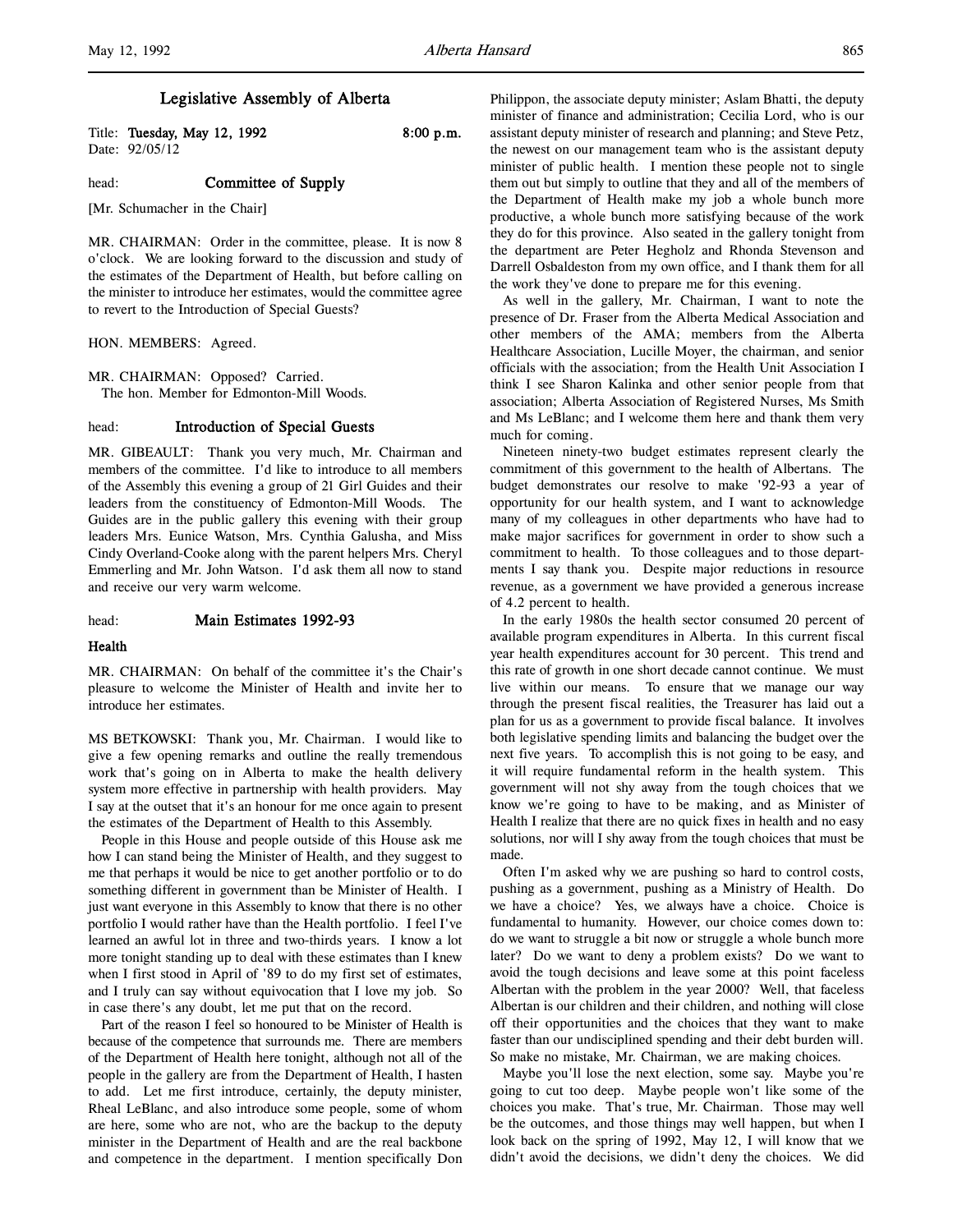# Legislative Assembly of Alberta

Title: **Tuesday, May 12, 1992** **8:00 p.m.**
Date: 92/05/12

head: **Committee of Supply**

[Mr. Schumacher in the Chair]

MR. CHAIRMAN: Order in the committee, please. It is now 8 o'clock. We are looking forward to the discussion and study of the estimates of the Department of Health, but before calling on the minister to introduce her estimates, would the committee agree to revert to the Introduction of Special Guests?

HON. MEMBERS: Agreed.

MR. CHAIRMAN: Opposed? Carried.
The hon. Member for Edmonton-Mill Woods.

head: **Introduction of Special Guests**

MR. GIBEAULT: Thank you very much, Mr. Chairman and members of the committee. I'd like to introduce to all members of the Assembly this evening a group of 21 Girl Guides and their leaders from the constituency of Edmonton-Mill Woods. The Guides are in the public gallery this evening with their group leaders Mrs. Eunice Watson, Mrs. Cynthia Galusha, and Miss Cindy Overland-Cooke along with the parent helpers Mrs. Cheryl Emmerling and Mr. John Watson. I'd ask them all now to stand and receive our very warm welcome.

head: **Main Estimates 1992-93**

**Health**

MR. CHAIRMAN: On behalf of the committee it's the Chair's pleasure to welcome the Minister of Health and invite her to introduce her estimates.

MS BETKOWSKI: Thank you, Mr. Chairman. I would like to give a few opening remarks and outline the really tremendous work that's going on in Alberta to make the health delivery system more effective in partnership with health providers. May I say at the outset that it's an honour for me once again to present the estimates of the Department of Health to this Assembly.

People in this House and people outside of this House ask me how I can stand being the Minister of Health, and they suggest to me that perhaps it would be nice to get another portfolio or to do something different in government than be Minister of Health. I just want everyone in this Assembly to know that there is no other portfolio I would rather have than the Health portfolio. I feel I've learned an awful lot in three and two-thirds years. I know a lot more tonight standing up to deal with these estimates than I knew when I first stood in April of '89 to do my first set of estimates, and I truly can say without equivocation that I love my job. So in case there's any doubt, let me put that on the record.

Part of the reason I feel so honoured to be Minister of Health is because of the competence that surrounds me. There are members of the Department of Health here tonight, although not all of the people in the gallery are from the Department of Health, I hasten to add. Let me first introduce, certainly, the deputy minister, Rheal LeBlanc, and also introduce some people, some of whom are here, some who are not, who are the backup to the deputy minister in the Department of Health and are the real backbone and competence in the department. I mention specifically Don Philippon, the associate deputy minister; Aslam Bhatti, the deputy minister of finance and administration; Cecilia Lord, who is our assistant deputy minister of research and planning; and Steve Petz, the newest on our management team who is the assistant deputy minister of public health. I mention these people not to single them out but simply to outline that they and all of the members of the Department of Health make my job a whole bunch more productive, a whole bunch more satisfying because of the work they do for this province. Also seated in the gallery tonight from the department are Peter Hegholz and Rhonda Stevenson and Darrell Osbaldeston from my own office, and I thank them for all the work they've done to prepare me for this evening.

As well in the gallery, Mr. Chairman, I want to note the presence of Dr. Fraser from the Alberta Medical Association and other members of the AMA; members from the Alberta Healthcare Association, Lucille Moyer, the chairman, and senior officials with the association; from the Health Unit Association I think I see Sharon Kalinka and other senior people from that association; Alberta Association of Registered Nurses, Ms Smith and Ms LeBlanc; and I welcome them here and thank them very much for coming.

Nineteen ninety-two budget estimates represent clearly the commitment of this government to the health of Albertans. The budget demonstrates our resolve to make '92-93 a year of opportunity for our health system, and I want to acknowledge many of my colleagues in other departments who have had to make major sacrifices for government in order to show such a commitment to health. To those colleagues and to those departments I say thank you. Despite major reductions in resource revenue, as a government we have provided a generous increase of 4.2 percent to health.

In the early 1980s the health sector consumed 20 percent of available program expenditures in Alberta. In this current fiscal year health expenditures account for 30 percent. This trend and this rate of growth in one short decade cannot continue. We must live within our means. To ensure that we manage our way through the present fiscal realities, the Treasurer has laid out a plan for us as a government to provide fiscal balance. It involves both legislative spending limits and balancing the budget over the next five years. To accomplish this is not going to be easy, and it will require fundamental reform in the health system. This government will not shy away from the tough choices that we know we're going to have to be making, and as Minister of Health I realize that there are no quick fixes in health and no easy solutions, nor will I shy away from the tough choices that must be made.

Often I'm asked why we are pushing so hard to control costs, pushing as a government, pushing as a Ministry of Health. Do we have a choice? Yes, we always have a choice. Choice is fundamental to humanity. However, our choice comes down to: do we want to struggle a bit now or struggle a whole bunch more later? Do we want to deny a problem exists? Do we want to avoid the tough decisions and leave some at this point faceless Albertan with the problem in the year 2000? Well, that faceless Albertan is our children and their children, and nothing will close off their opportunities and the choices that they want to make faster than our undisciplined spending and their debt burden will. So make no mistake, Mr. Chairman, we are making choices.

Maybe you'll lose the next election, some say. Maybe you're going to cut too deep. Maybe people won't like some of the choices you make. That's true, Mr. Chairman. Those may well be the outcomes, and those things may well happen, but when I look back on the spring of 1992, May 12, I will know that we didn't avoid the decisions, we didn't deny the choices. We did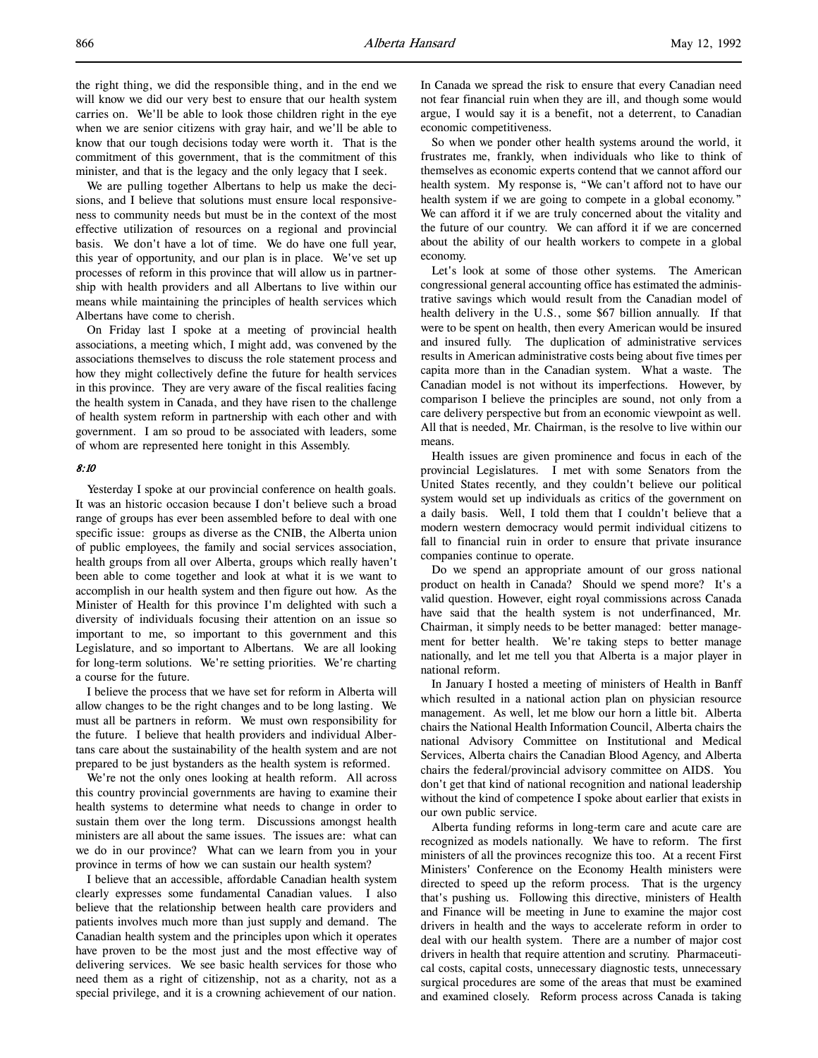the right thing, we did the responsible thing, and in the end we will know we did our very best to ensure that our health system carries on. We'll be able to look those children right in the eye when we are senior citizens with gray hair, and we'll be able to know that our tough decisions today were worth it. That is the commitment of this government, that is the commitment of this minister, and that is the legacy and the only legacy that I seek.

We are pulling together Albertans to help us make the decisions, and I believe that solutions must ensure local responsiveness to community needs but must be in the context of the most effective utilization of resources on a regional and provincial basis. We don't have a lot of time. We do have one full year, this year of opportunity, and our plan is in place. We've set up processes of reform in this province that will allow us in partnership with health providers and all Albertans to live within our means while maintaining the principles of health services which Albertans have come to cherish.

On Friday last I spoke at a meeting of provincial health associations, a meeting which, I might add, was convened by the associations themselves to discuss the role statement process and how they might collectively define the future for health services in this province. They are very aware of the fiscal realities facing the health system in Canada, and they have risen to the challenge of health system reform in partnership with each other and with government. I am so proud to be associated with leaders, some of whom are represented here tonight in this Assembly.

*8:10*

Yesterday I spoke at our provincial conference on health goals. It was an historic occasion because I don't believe such a broad range of groups has ever been assembled before to deal with one specific issue: groups as diverse as the CNIB, the Alberta union of public employees, the family and social services association, health groups from all over Alberta, groups which really haven't been able to come together and look at what it is we want to accomplish in our health system and then figure out how. As the Minister of Health for this province I'm delighted with such a diversity of individuals focusing their attention on an issue so important to me, so important to this government and this Legislature, and so important to Albertans. We are all looking for long-term solutions. We're setting priorities. We're charting a course for the future.

I believe the process that we have set for reform in Alberta will allow changes to be the right changes and to be long lasting. We must all be partners in reform. We must own responsibility for the future. I believe that health providers and individual Albertans care about the sustainability of the health system and are not prepared to be just bystanders as the health system is reformed.

We're not the only ones looking at health reform. All across this country provincial governments are having to examine their health systems to determine what needs to change in order to sustain them over the long term. Discussions amongst health ministers are all about the same issues. The issues are: what can we do in our province? What can we learn from you in your province in terms of how we can sustain our health system?

I believe that an accessible, affordable Canadian health system clearly expresses some fundamental Canadian values. I also believe that the relationship between health care providers and patients involves much more than just supply and demand. The Canadian health system and the principles upon which it operates have proven to be the most just and the most effective way of delivering services. We see basic health services for those who need them as a right of citizenship, not as a charity, not as a special privilege, and it is a crowning achievement of our nation. In Canada we spread the risk to ensure that every Canadian need not fear financial ruin when they are ill, and though some would argue, I would say it is a benefit, not a deterrent, to Canadian economic competitiveness.

So when we ponder other health systems around the world, it frustrates me, frankly, when individuals who like to think of themselves as economic experts contend that we cannot afford our health system. My response is, "We can't afford not to have our health system if we are going to compete in a global economy." We can afford it if we are truly concerned about the vitality and the future of our country. We can afford it if we are concerned about the ability of our health workers to compete in a global economy.

Let's look at some of those other systems. The American congressional general accounting office has estimated the administrative savings which would result from the Canadian model of health delivery in the U.S., some $67 billion annually. If that were to be spent on health, then every American would be insured and insured fully. The duplication of administrative services results in American administrative costs being about five times per capita more than in the Canadian system. What a waste. The Canadian model is not without its imperfections. However, by comparison I believe the principles are sound, not only from a care delivery perspective but from an economic viewpoint as well. All that is needed, Mr. Chairman, is the resolve to live within our means.

Health issues are given prominence and focus in each of the provincial Legislatures. I met with some Senators from the United States recently, and they couldn't believe our political system would set up individuals as critics of the government on a daily basis. Well, I told them that I couldn't believe that a modern western democracy would permit individual citizens to fall to financial ruin in order to ensure that private insurance companies continue to operate.

Do we spend an appropriate amount of our gross national product on health in Canada? Should we spend more? It's a valid question. However, eight royal commissions across Canada have said that the health system is not underfinanced, Mr. Chairman, it simply needs to be better managed: better management for better health. We're taking steps to better manage nationally, and let me tell you that Alberta is a major player in national reform.

In January I hosted a meeting of ministers of Health in Banff which resulted in a national action plan on physician resource management. As well, let me blow our horn a little bit. Alberta chairs the National Health Information Council, Alberta chairs the national Advisory Committee on Institutional and Medical Services, Alberta chairs the Canadian Blood Agency, and Alberta chairs the federal/provincial advisory committee on AIDS. You don't get that kind of national recognition and national leadership without the kind of competence I spoke about earlier that exists in our own public service.

Alberta funding reforms in long-term care and acute care are recognized as models nationally. We have to reform. The first ministers of all the provinces recognize this too. At a recent First Ministers' Conference on the Economy Health ministers were directed to speed up the reform process. That is the urgency that's pushing us. Following this directive, ministers of Health and Finance will be meeting in June to examine the major cost drivers in health and the ways to accelerate reform in order to deal with our health system. There are a number of major cost drivers in health that require attention and scrutiny. Pharmaceutical costs, capital costs, unnecessary diagnostic tests, unnecessary surgical procedures are some of the areas that must be examined and examined closely. Reform process across Canada is taking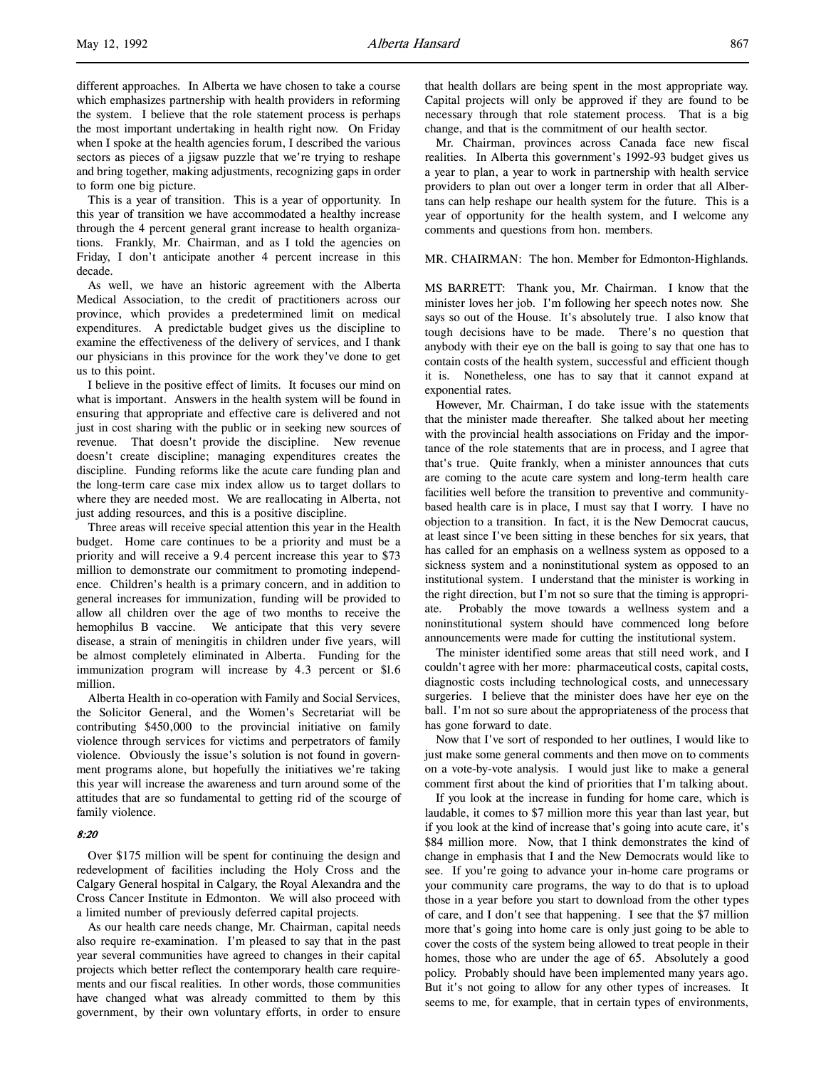different approaches. In Alberta we have chosen to take a course which emphasizes partnership with health providers in reforming the system. I believe that the role statement process is perhaps the most important undertaking in health right now. On Friday when I spoke at the health agencies forum, I described the various sectors as pieces of a jigsaw puzzle that we're trying to reshape and bring together, making adjustments, recognizing gaps in order to form one big picture.

This is a year of transition. This is a year of opportunity. In this year of transition we have accommodated a healthy increase through the 4 percent general grant increase to health organizations. Frankly, Mr. Chairman, and as I told the agencies on Friday, I don't anticipate another 4 percent increase in this decade.

As well, we have an historic agreement with the Alberta Medical Association, to the credit of practitioners across our province, which provides a predetermined limit on medical expenditures. A predictable budget gives us the discipline to examine the effectiveness of the delivery of services, and I thank our physicians in this province for the work they've done to get us to this point.

I believe in the positive effect of limits. It focuses our mind on what is important. Answers in the health system will be found in ensuring that appropriate and effective care is delivered and not just in cost sharing with the public or in seeking new sources of revenue. That doesn't provide the discipline. New revenue doesn't create discipline; managing expenditures creates the discipline. Funding reforms like the acute care funding plan and the long-term care case mix index allow us to target dollars to where they are needed most. We are reallocating in Alberta, not just adding resources, and this is a positive discipline.

Three areas will receive special attention this year in the Health budget. Home care continues to be a priority and must be a priority and will receive a 9.4 percent increase this year to $73 million to demonstrate our commitment to promoting independence. Children's health is a primary concern, and in addition to general increases for immunization, funding will be provided to allow all children over the age of two months to receive the hemophilus B vaccine. We anticipate that this very severe disease, a strain of meningitis in children under five years, will be almost completely eliminated in Alberta. Funding for the immunization program will increase by 4.3 percent or $1.6 million.

Alberta Health in co-operation with Family and Social Services, the Solicitor General, and the Women's Secretariat will be contributing $450,000 to the provincial initiative on family violence through services for victims and perpetrators of family violence. Obviously the issue's solution is not found in government programs alone, but hopefully the initiatives we're taking this year will increase the awareness and turn around some of the attitudes that are so fundamental to getting rid of the scourge of family violence.

*8:20*

Over $175 million will be spent for continuing the design and redevelopment of facilities including the Holy Cross and the Calgary General hospital in Calgary, the Royal Alexandra and the Cross Cancer Institute in Edmonton. We will also proceed with a limited number of previously deferred capital projects.

As our health care needs change, Mr. Chairman, capital needs also require re-examination. I'm pleased to say that in the past year several communities have agreed to changes in their capital projects which better reflect the contemporary health care requirements and our fiscal realities. In other words, those communities have changed what was already committed to them by this government, by their own voluntary efforts, in order to ensure that health dollars are being spent in the most appropriate way. Capital projects will only be approved if they are found to be necessary through that role statement process. That is a big change, and that is the commitment of our health sector.

Mr. Chairman, provinces across Canada face new fiscal realities. In Alberta this government's 1992-93 budget gives us a year to plan, a year to work in partnership with health service providers to plan out over a longer term in order that all Albertans can help reshape our health system for the future. This is a year of opportunity for the health system, and I welcome any comments and questions from hon. members.

MR. CHAIRMAN: The hon. Member for Edmonton-Highlands.

MS BARRETT: Thank you, Mr. Chairman. I know that the minister loves her job. I'm following her speech notes now. She says so out of the House. It's absolutely true. I also know that tough decisions have to be made. There's no question that anybody with their eye on the ball is going to say that one has to contain costs of the health system, successful and efficient though it is. Nonetheless, one has to say that it cannot expand at exponential rates.

However, Mr. Chairman, I do take issue with the statements that the minister made thereafter. She talked about her meeting with the provincial health associations on Friday and the importance of the role statements that are in process, and I agree that that's true. Quite frankly, when a minister announces that cuts are coming to the acute care system and long-term health care facilities well before the transition to preventive and community-based health care is in place, I must say that I worry. I have no objection to a transition. In fact, it is the New Democrat caucus, at least since I've been sitting in these benches for six years, that has called for an emphasis on a wellness system as opposed to a sickness system and a noninstitutional system as opposed to an institutional system. I understand that the minister is working in the right direction, but I'm not so sure that the timing is appropriate. Probably the move towards a wellness system and a noninstitutional system should have commenced long before announcements were made for cutting the institutional system.

The minister identified some areas that still need work, and I couldn't agree with her more: pharmaceutical costs, capital costs, diagnostic costs including technological costs, and unnecessary surgeries. I believe that the minister does have her eye on the ball. I'm not so sure about the appropriateness of the process that has gone forward to date.

Now that I've sort of responded to her outlines, I would like to just make some general comments and then move on to comments on a vote-by-vote analysis. I would just like to make a general comment first about the kind of priorities that I'm talking about.

If you look at the increase in funding for home care, which is laudable, it comes to $7 million more this year than last year, but if you look at the kind of increase that's going into acute care, it's $84 million more. Now, that I think demonstrates the kind of change in emphasis that I and the New Democrats would like to see. If you're going to advance your in-home care programs or your community care programs, the way to do that is to upload those in a year before you start to download from the other types of care, and I don't see that happening. I see that the $7 million more that's going into home care is only just going to be able to cover the costs of the system being allowed to treat people in their homes, those who are under the age of 65. Absolutely a good policy. Probably should have been implemented many years ago. But it's not going to allow for any other types of increases. It seems to me, for example, that in certain types of environments,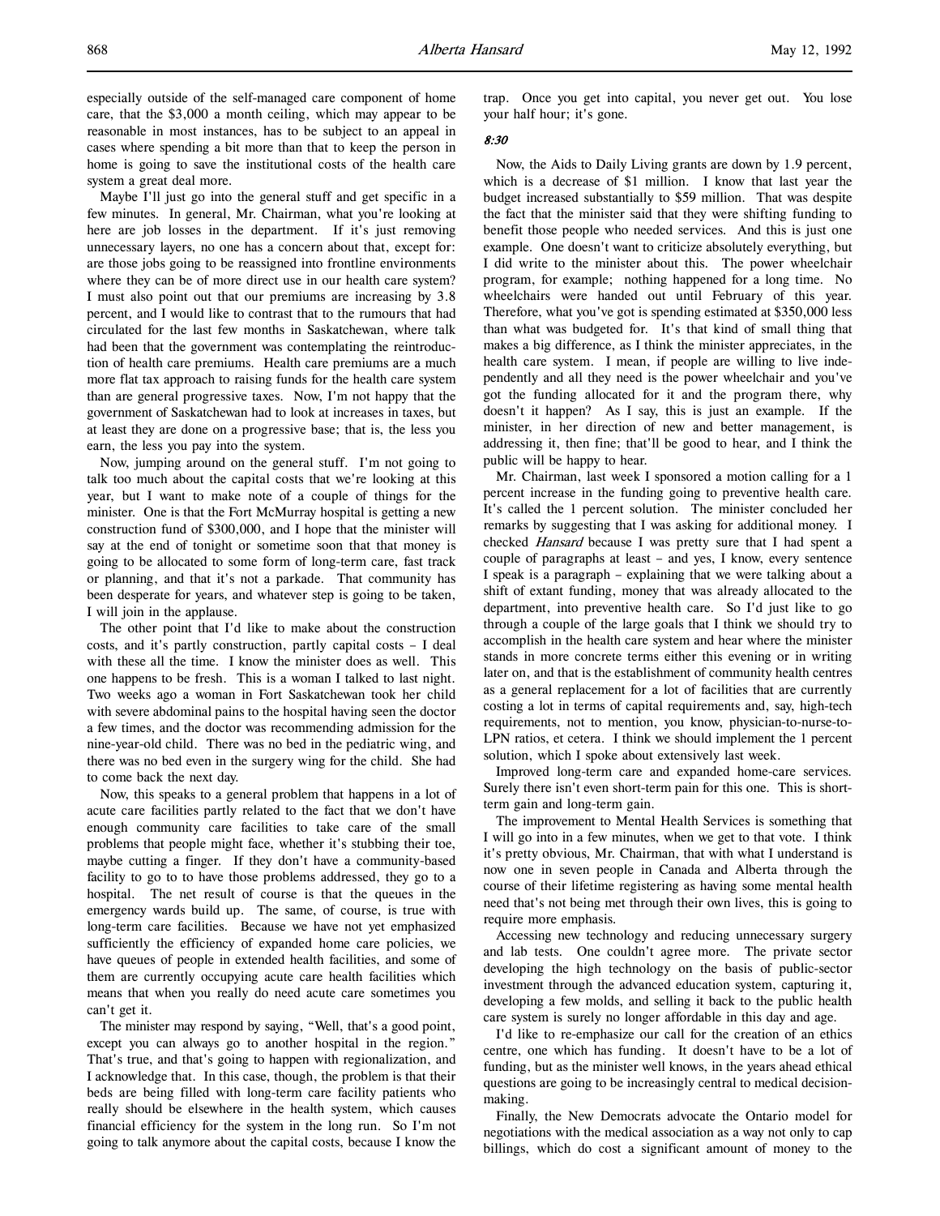especially outside of the self-managed care component of home care, that the $3,000 a month ceiling, which may appear to be reasonable in most instances, has to be subject to an appeal in cases where spending a bit more than that to keep the person in home is going to save the institutional costs of the health care system a great deal more.

Maybe I'll just go into the general stuff and get specific in a few minutes. In general, Mr. Chairman, what you're looking at here are job losses in the department. If it's just removing unnecessary layers, no one has a concern about that, except for: are those jobs going to be reassigned into frontline environments where they can be of more direct use in our health care system? I must also point out that our premiums are increasing by 3.8 percent, and I would like to contrast that to the rumours that had circulated for the last few months in Saskatchewan, where talk had been that the government was contemplating the reintroduction of health care premiums. Health care premiums are a much more flat tax approach to raising funds for the health care system than are general progressive taxes. Now, I'm not happy that the government of Saskatchewan had to look at increases in taxes, but at least they are done on a progressive base; that is, the less you earn, the less you pay into the system.

Now, jumping around on the general stuff. I'm not going to talk too much about the capital costs that we're looking at this year, but I want to make note of a couple of things for the minister. One is that the Fort McMurray hospital is getting a new construction fund of $300,000, and I hope that the minister will say at the end of tonight or sometime soon that that money is going to be allocated to some form of long-term care, fast track or planning, and that it's not a parkade. That community has been desperate for years, and whatever step is going to be taken, I will join in the applause.

The other point that I'd like to make about the construction costs, and it's partly construction, partly capital costs – I deal with these all the time. I know the minister does as well. This one happens to be fresh. This is a woman I talked to last night. Two weeks ago a woman in Fort Saskatchewan took her child with severe abdominal pains to the hospital having seen the doctor a few times, and the doctor was recommending admission for the nine-year-old child. There was no bed in the pediatric wing, and there was no bed even in the surgery wing for the child. She had to come back the next day.

Now, this speaks to a general problem that happens in a lot of acute care facilities partly related to the fact that we don't have enough community care facilities to take care of the small problems that people might face, whether it's stubbing their toe, maybe cutting a finger. If they don't have a community-based facility to go to to have those problems addressed, they go to a hospital. The net result of course is that the queues in the emergency wards build up. The same, of course, is true with long-term care facilities. Because we have not yet emphasized sufficiently the efficiency of expanded home care policies, we have queues of people in extended health facilities, and some of them are currently occupying acute care health facilities which means that when you really do need acute care sometimes you can't get it.

The minister may respond by saying, "Well, that's a good point, except you can always go to another hospital in the region." That's true, and that's going to happen with regionalization, and I acknowledge that. In this case, though, the problem is that their beds are being filled with long-term care facility patients who really should be elsewhere in the health system, which causes financial efficiency for the system in the long run. So I'm not going to talk anymore about the capital costs, because I know the trap. Once you get into capital, you never get out. You lose your half hour; it's gone.

*8:30*

Now, the Aids to Daily Living grants are down by 1.9 percent, which is a decrease of $1 million. I know that last year the budget increased substantially to $59 million. That was despite the fact that the minister said that they were shifting funding to benefit those people who needed services. And this is just one example. One doesn't want to criticize absolutely everything, but I did write to the minister about this. The power wheelchair program, for example; nothing happened for a long time. No wheelchairs were handed out until February of this year. Therefore, what you've got is spending estimated at $350,000 less than what was budgeted for. It's that kind of small thing that makes a big difference, as I think the minister appreciates, in the health care system. I mean, if people are willing to live independently and all they need is the power wheelchair and you've got the funding allocated for it and the program there, why doesn't it happen? As I say, this is just an example. If the minister, in her direction of new and better management, is addressing it, then fine; that'll be good to hear, and I think the public will be happy to hear.

Mr. Chairman, last week I sponsored a motion calling for a 1 percent increase in the funding going to preventive health care. It's called the 1 percent solution. The minister concluded her remarks by suggesting that I was asking for additional money. I checked *Hansard* because I was pretty sure that I had spent a couple of paragraphs at least – and yes, I know, every sentence I speak is a paragraph – explaining that we were talking about a shift of extant funding, money that was already allocated to the department, into preventive health care. So I'd just like to go through a couple of the large goals that I think we should try to accomplish in the health care system and hear where the minister stands in more concrete terms either this evening or in writing later on, and that is the establishment of community health centres as a general replacement for a lot of facilities that are currently costing a lot in terms of capital requirements and, say, high-tech requirements, not to mention, you know, physician-to-nurse-to-LPN ratios, et cetera. I think we should implement the 1 percent solution, which I spoke about extensively last week.

Improved long-term care and expanded home-care services. Surely there isn't even short-term pain for this one. This is short-term gain and long-term gain.

The improvement to Mental Health Services is something that I will go into in a few minutes, when we get to that vote. I think it's pretty obvious, Mr. Chairman, that with what I understand is now one in seven people in Canada and Alberta through the course of their lifetime registering as having some mental health need that's not being met through their own lives, this is going to require more emphasis.

Accessing new technology and reducing unnecessary surgery and lab tests. One couldn't agree more. The private sector developing the high technology on the basis of public-sector investment through the advanced education system, capturing it, developing a few molds, and selling it back to the public health care system is surely no longer affordable in this day and age.

I'd like to re-emphasize our call for the creation of an ethics centre, one which has funding. It doesn't have to be a lot of funding, but as the minister well knows, in the years ahead ethical questions are going to be increasingly central to medical decision-making.

Finally, the New Democrats advocate the Ontario model for negotiations with the medical association as a way not only to cap billings, which do cost a significant amount of money to the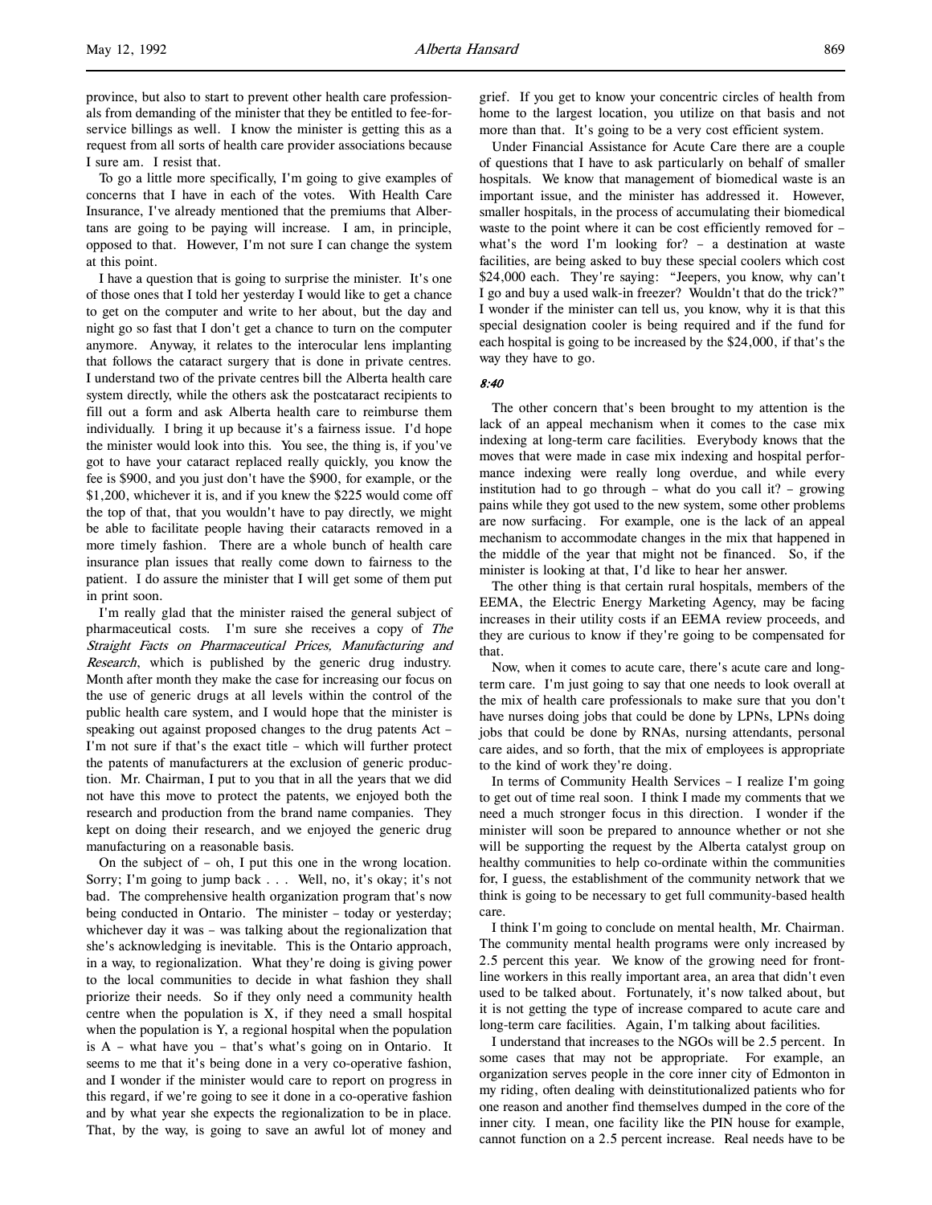province, but also to start to prevent other health care professionals from demanding of the minister that they be entitled to fee-for-service billings as well. I know the minister is getting this as a request from all sorts of health care provider associations because I sure am. I resist that.

To go a little more specifically, I'm going to give examples of concerns that I have in each of the votes. With Health Care Insurance, I've already mentioned that the premiums that Albertans are going to be paying will increase. I am, in principle, opposed to that. However, I'm not sure I can change the system at this point.

I have a question that is going to surprise the minister. It's one of those ones that I told her yesterday I would like to get a chance to get on the computer and write to her about, but the day and night go so fast that I don't get a chance to turn on the computer anymore. Anyway, it relates to the interocular lens implanting that follows the cataract surgery that is done in private centres. I understand two of the private centres bill the Alberta health care system directly, while the others ask the postcataract recipients to fill out a form and ask Alberta health care to reimburse them individually. I bring it up because it's a fairness issue. I'd hope the minister would look into this. You see, the thing is, if you've got to have your cataract replaced really quickly, you know the fee is $900, and you just don't have the $900, for example, or the $1,200, whichever it is, and if you knew the $225 would come off the top of that, that you wouldn't have to pay directly, we might be able to facilitate people having their cataracts removed in a more timely fashion. There are a whole bunch of health care insurance plan issues that really come down to fairness to the patient. I do assure the minister that I will get some of them put in print soon.

I'm really glad that the minister raised the general subject of pharmaceutical costs. I'm sure she receives a copy of *The Straight Facts on Pharmaceutical Prices, Manufacturing and Research*, which is published by the generic drug industry. Month after month they make the case for increasing our focus on the use of generic drugs at all levels within the control of the public health care system, and I would hope that the minister is speaking out against proposed changes to the drug patents Act – I'm not sure if that's the exact title – which will further protect the patents of manufacturers at the exclusion of generic production. Mr. Chairman, I put to you that in all the years that we did not have this move to protect the patents, we enjoyed both the research and production from the brand name companies. They kept on doing their research, and we enjoyed the generic drug manufacturing on a reasonable basis.

On the subject of – oh, I put this one in the wrong location. Sorry; I'm going to jump back . . . Well, no, it's okay; it's not bad. The comprehensive health organization program that's now being conducted in Ontario. The minister – today or yesterday; whichever day it was – was talking about the regionalization that she's acknowledging is inevitable. This is the Ontario approach, in a way, to regionalization. What they're doing is giving power to the local communities to decide in what fashion they shall priorize their needs. So if they only need a community health centre when the population is X, if they need a small hospital when the population is Y, a regional hospital when the population is A – what have you – that's what's going on in Ontario. It seems to me that it's being done in a very co-operative fashion, and I wonder if the minister would care to report on progress in this regard, if we're going to see it done in a co-operative fashion and by what year she expects the regionalization to be in place. That, by the way, is going to save an awful lot of money and grief. If you get to know your concentric circles of health from home to the largest location, you utilize on that basis and not more than that. It's going to be a very cost efficient system.

Under Financial Assistance for Acute Care there are a couple of questions that I have to ask particularly on behalf of smaller hospitals. We know that management of biomedical waste is an important issue, and the minister has addressed it. However, smaller hospitals, in the process of accumulating their biomedical waste to the point where it can be cost efficiently removed for – what's the word I'm looking for? – a destination at waste facilities, are being asked to buy these special coolers which cost $24,000 each. They're saying: "Jeepers, you know, why can't I go and buy a used walk-in freezer? Wouldn't that do the trick?" I wonder if the minister can tell us, you know, why it is that this special designation cooler is being required and if the fund for each hospital is going to be increased by the $24,000, if that's the way they have to go.

*8:40*

The other concern that's been brought to my attention is the lack of an appeal mechanism when it comes to the case mix indexing at long-term care facilities. Everybody knows that the moves that were made in case mix indexing and hospital performance indexing were really long overdue, and while every institution had to go through – what do you call it? – growing pains while they got used to the new system, some other problems are now surfacing. For example, one is the lack of an appeal mechanism to accommodate changes in the mix that happened in the middle of the year that might not be financed. So, if the minister is looking at that, I'd like to hear her answer.

The other thing is that certain rural hospitals, members of the EEMA, the Electric Energy Marketing Agency, may be facing increases in their utility costs if an EEMA review proceeds, and they are curious to know if they're going to be compensated for that.

Now, when it comes to acute care, there's acute care and long-term care. I'm just going to say that one needs to look overall at the mix of health care professionals to make sure that you don't have nurses doing jobs that could be done by LPNs, LPNs doing jobs that could be done by RNAs, nursing attendants, personal care aides, and so forth, that the mix of employees is appropriate to the kind of work they're doing.

In terms of Community Health Services – I realize I'm going to get out of time real soon. I think I made my comments that we need a much stronger focus in this direction. I wonder if the minister will soon be prepared to announce whether or not she will be supporting the request by the Alberta catalyst group on healthy communities to help co-ordinate within the communities for, I guess, the establishment of the community network that we think is going to be necessary to get full community-based health care.

I think I'm going to conclude on mental health, Mr. Chairman. The community mental health programs were only increased by 2.5 percent this year. We know of the growing need for front-line workers in this really important area, an area that didn't even used to be talked about. Fortunately, it's now talked about, but it is not getting the type of increase compared to acute care and long-term care facilities. Again, I'm talking about facilities.

I understand that increases to the NGOs will be 2.5 percent. In some cases that may not be appropriate. For example, an organization serves people in the core inner city of Edmonton in my riding, often dealing with deinstitutionalized patients who for one reason and another find themselves dumped in the core of the inner city. I mean, one facility like the PIN house for example, cannot function on a 2.5 percent increase. Real needs have to be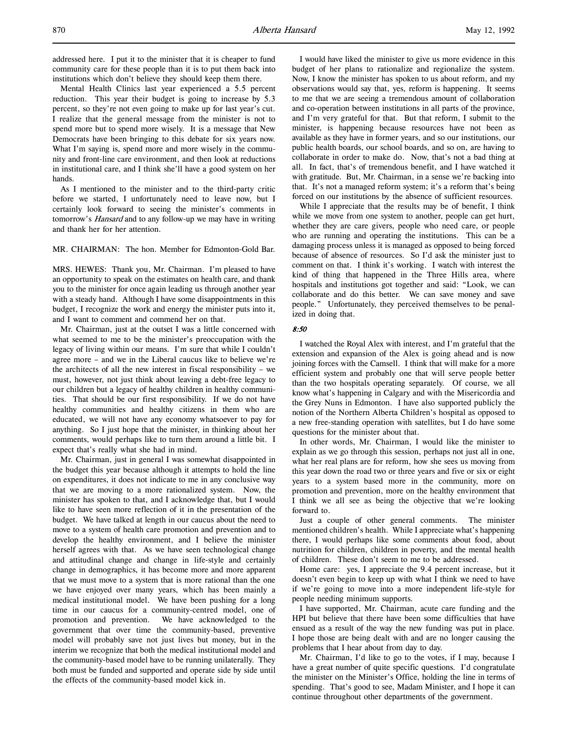addressed here. I put it to the minister that it is cheaper to fund community care for these people than it is to put them back into institutions which don't believe they should keep them there.

Mental Health Clinics last year experienced a 5.5 percent reduction. This year their budget is going to increase by 5.3 percent, so they're not even going to make up for last year's cut. I realize that the general message from the minister is not to spend more but to spend more wisely. It is a message that New Democrats have been bringing to this debate for six years now. What I'm saying is, spend more and more wisely in the community and front-line care environment, and then look at reductions in institutional care, and I think she'll have a good system on her hands.

As I mentioned to the minister and to the third-party critic before we started, I unfortunately need to leave now, but I certainly look forward to seeing the minister's comments in tomorrow's *Hansard* and to any follow-up we may have in writing and thank her for her attention.

MR. CHAIRMAN: The hon. Member for Edmonton-Gold Bar.

MRS. HEWES: Thank you, Mr. Chairman. I'm pleased to have an opportunity to speak on the estimates on health care, and thank you to the minister for once again leading us through another year with a steady hand. Although I have some disappointments in this budget, I recognize the work and energy the minister puts into it, and I want to comment and commend her on that.

Mr. Chairman, just at the outset I was a little concerned with what seemed to me to be the minister's preoccupation with the legacy of living within our means. I'm sure that while I couldn't agree more – and we in the Liberal caucus like to believe we're the architects of all the new interest in fiscal responsibility – we must, however, not just think about leaving a debt-free legacy to our children but a legacy of healthy children in healthy communities. That should be our first responsibility. If we do not have healthy communities and healthy citizens in them who are educated, we will not have any economy whatsoever to pay for anything. So I just hope that the minister, in thinking about her comments, would perhaps like to turn them around a little bit. I expect that's really what she had in mind.

Mr. Chairman, just in general I was somewhat disappointed in the budget this year because although it attempts to hold the line on expenditures, it does not indicate to me in any conclusive way that we are moving to a more rationalized system. Now, the minister has spoken to that, and I acknowledge that, but I would like to have seen more reflection of it in the presentation of the budget. We have talked at length in our caucus about the need to move to a system of health care promotion and prevention and to develop the healthy environment, and I believe the minister herself agrees with that. As we have seen technological change and attitudinal change and change in life-style and certainly change in demographics, it has become more and more apparent that we must move to a system that is more rational than the one we have enjoyed over many years, which has been mainly a medical institutional model. We have been pushing for a long time in our caucus for a community-centred model, one of promotion and prevention. We have acknowledged to the government that over time the community-based, preventive model will probably save not just lives but money, but in the interim we recognize that both the medical institutional model and the community-based model have to be running unilaterally. They both must be funded and supported and operate side by side until the effects of the community-based model kick in.

I would have liked the minister to give us more evidence in this budget of her plans to rationalize and regionalize the system. Now, I know the minister has spoken to us about reform, and my observations would say that, yes, reform is happening. It seems to me that we are seeing a tremendous amount of collaboration and co-operation between institutions in all parts of the province, and I'm very grateful for that. But that reform, I submit to the minister, is happening because resources have not been as available as they have in former years, and so our institutions, our public health boards, our school boards, and so on, are having to collaborate in order to make do. Now, that's not a bad thing at all. In fact, that's of tremendous benefit, and I have watched it with gratitude. But, Mr. Chairman, in a sense we're backing into that. It's not a managed reform system; it's a reform that's being forced on our institutions by the absence of sufficient resources.

While I appreciate that the results may be of benefit, I think while we move from one system to another, people can get hurt, whether they are care givers, people who need care, or people who are running and operating the institutions. This can be a damaging process unless it is managed as opposed to being forced because of absence of resources. So I'd ask the minister just to comment on that. I think it's working. I watch with interest the kind of thing that happened in the Three Hills area, where hospitals and institutions got together and said: "Look, we can collaborate and do this better. We can save money and save people." Unfortunately, they perceived themselves to be penalized in doing that.

*8:50*

I watched the Royal Alex with interest, and I'm grateful that the extension and expansion of the Alex is going ahead and is now joining forces with the Camsell. I think that will make for a more efficient system and probably one that will serve people better than the two hospitals operating separately. Of course, we all know what's happening in Calgary and with the Misericordia and the Grey Nuns in Edmonton. I have also supported publicly the notion of the Northern Alberta Children's hospital as opposed to a new free-standing operation with satellites, but I do have some questions for the minister about that.

In other words, Mr. Chairman, I would like the minister to explain as we go through this session, perhaps not just all in one, what her real plans are for reform, how she sees us moving from this year down the road two or three years and five or six or eight years to a system based more in the community, more on promotion and prevention, more on the healthy environment that I think we all see as being the objective that we're looking forward to.

Just a couple of other general comments. The minister mentioned children's health. While I appreciate what's happening there, I would perhaps like some comments about food, about nutrition for children, children in poverty, and the mental health of children. These don't seem to me to be addressed.

Home care: yes, I appreciate the 9.4 percent increase, but it doesn't even begin to keep up with what I think we need to have if we're going to move into a more independent life-style for people needing minimum supports.

I have supported, Mr. Chairman, acute care funding and the HPI but believe that there have been some difficulties that have ensued as a result of the way the new funding was put in place. I hope those are being dealt with and are no longer causing the problems that I hear about from day to day.

Mr. Chairman, I'd like to go to the votes, if I may, because I have a great number of quite specific questions. I'd congratulate the minister on the Minister's Office, holding the line in terms of spending. That's good to see, Madam Minister, and I hope it can continue throughout other departments of the government.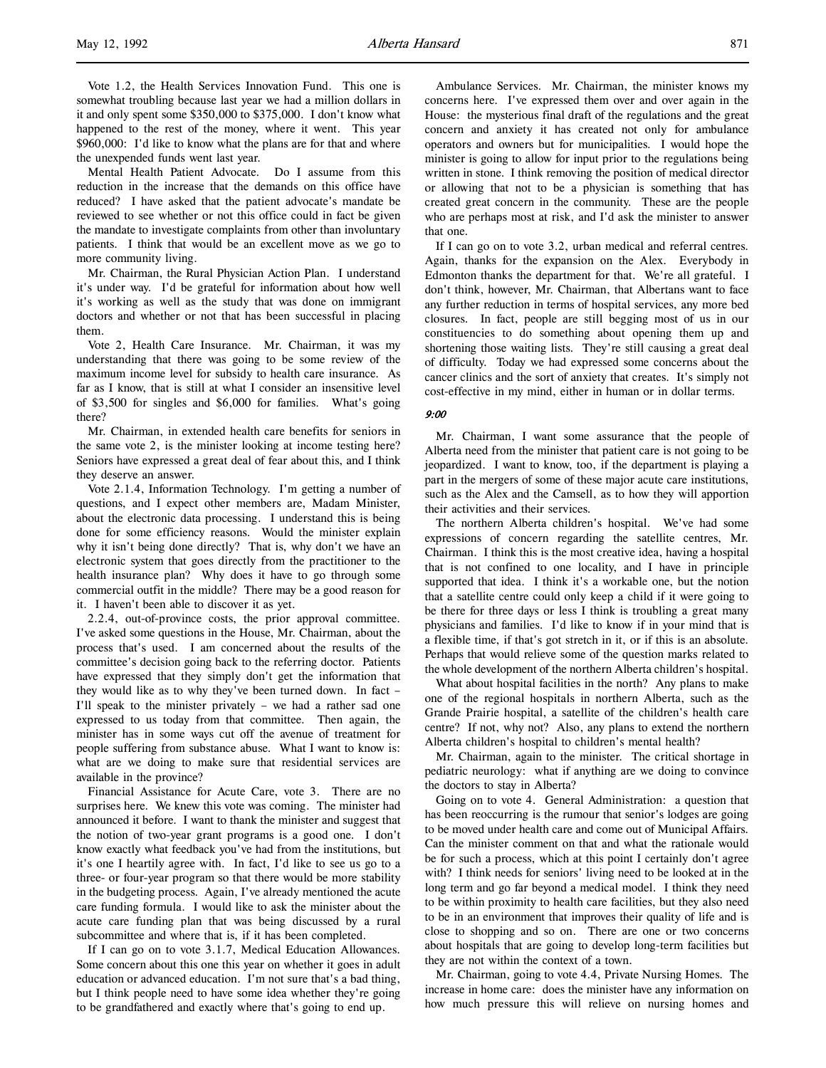Vote 1.2, the Health Services Innovation Fund. This one is somewhat troubling because last year we had a million dollars in it and only spent some $350,000 to $375,000. I don't know what happened to the rest of the money, where it went. This year $960,000: I'd like to know what the plans are for that and where the unexpended funds went last year.

Mental Health Patient Advocate. Do I assume from this reduction in the increase that the demands on this office have reduced? I have asked that the patient advocate's mandate be reviewed to see whether or not this office could in fact be given the mandate to investigate complaints from other than involuntary patients. I think that would be an excellent move as we go to more community living.

Mr. Chairman, the Rural Physician Action Plan. I understand it's under way. I'd be grateful for information about how well it's working as well as the study that was done on immigrant doctors and whether or not that has been successful in placing them.

Vote 2, Health Care Insurance. Mr. Chairman, it was my understanding that there was going to be some review of the maximum income level for subsidy to health care insurance. As far as I know, that is still at what I consider an insensitive level of $3,500 for singles and $6,000 for families. What's going there?

Mr. Chairman, in extended health care benefits for seniors in the same vote 2, is the minister looking at income testing here? Seniors have expressed a great deal of fear about this, and I think they deserve an answer.

Vote 2.1.4, Information Technology. I'm getting a number of questions, and I expect other members are, Madam Minister, about the electronic data processing. I understand this is being done for some efficiency reasons. Would the minister explain why it isn't being done directly? That is, why don't we have an electronic system that goes directly from the practitioner to the health insurance plan? Why does it have to go through some commercial outfit in the middle? There may be a good reason for it. I haven't been able to discover it as yet.

2.2.4, out-of-province costs, the prior approval committee. I've asked some questions in the House, Mr. Chairman, about the process that's used. I am concerned about the results of the committee's decision going back to the referring doctor. Patients have expressed that they simply don't get the information that they would like as to why they've been turned down. In fact – I'll speak to the minister privately – we had a rather sad one expressed to us today from that committee. Then again, the minister has in some ways cut off the avenue of treatment for people suffering from substance abuse. What I want to know is: what are we doing to make sure that residential services are available in the province?

Financial Assistance for Acute Care, vote 3. There are no surprises here. We knew this vote was coming. The minister had announced it before. I want to thank the minister and suggest that the notion of two-year grant programs is a good one. I don't know exactly what feedback you've had from the institutions, but it's one I heartily agree with. In fact, I'd like to see us go to a three- or four-year program so that there would be more stability in the budgeting process. Again, I've already mentioned the acute care funding formula. I would like to ask the minister about the acute care funding plan that was being discussed by a rural subcommittee and where that is, if it has been completed.

If I can go on to vote 3.1.7, Medical Education Allowances. Some concern about this one this year on whether it goes in adult education or advanced education. I'm not sure that's a bad thing, but I think people need to have some idea whether they're going to be grandfathered and exactly where that's going to end up.

Ambulance Services. Mr. Chairman, the minister knows my concerns here. I've expressed them over and over again in the House: the mysterious final draft of the regulations and the great concern and anxiety it has created not only for ambulance operators and owners but for municipalities. I would hope the minister is going to allow for input prior to the regulations being written in stone. I think removing the position of medical director or allowing that not to be a physician is something that has created great concern in the community. These are the people who are perhaps most at risk, and I'd ask the minister to answer that one.

If I can go on to vote 3.2, urban medical and referral centres. Again, thanks for the expansion on the Alex. Everybody in Edmonton thanks the department for that. We're all grateful. I don't think, however, Mr. Chairman, that Albertans want to face any further reduction in terms of hospital services, any more bed closures. In fact, people are still begging most of us in our constituencies to do something about opening them up and shortening those waiting lists. They're still causing a great deal of difficulty. Today we had expressed some concerns about the cancer clinics and the sort of anxiety that creates. It's simply not cost-effective in my mind, either in human or in dollar terms.

*9:00*

Mr. Chairman, I want some assurance that the people of Alberta need from the minister that patient care is not going to be jeopardized. I want to know, too, if the department is playing a part in the mergers of some of these major acute care institutions, such as the Alex and the Camsell, as to how they will apportion their activities and their services.

The northern Alberta children's hospital. We've had some expressions of concern regarding the satellite centres, Mr. Chairman. I think this is the most creative idea, having a hospital that is not confined to one locality, and I have in principle supported that idea. I think it's a workable one, but the notion that a satellite centre could only keep a child if it were going to be there for three days or less I think is troubling a great many physicians and families. I'd like to know if in your mind that is a flexible time, if that's got stretch in it, or if this is an absolute. Perhaps that would relieve some of the question marks related to the whole development of the northern Alberta children's hospital.

What about hospital facilities in the north? Any plans to make one of the regional hospitals in northern Alberta, such as the Grande Prairie hospital, a satellite of the children's health care centre? If not, why not? Also, any plans to extend the northern Alberta children's hospital to children's mental health?

Mr. Chairman, again to the minister. The critical shortage in pediatric neurology: what if anything are we doing to convince the doctors to stay in Alberta?

Going on to vote 4. General Administration: a question that has been reoccurring is the rumour that senior's lodges are going to be moved under health care and come out of Municipal Affairs. Can the minister comment on that and what the rationale would be for such a process, which at this point I certainly don't agree with? I think needs for seniors' living need to be looked at in the long term and go far beyond a medical model. I think they need to be within proximity to health care facilities, but they also need to be in an environment that improves their quality of life and is close to shopping and so on. There are one or two concerns about hospitals that are going to develop long-term facilities but they are not within the context of a town.

Mr. Chairman, going to vote 4.4, Private Nursing Homes. The increase in home care: does the minister have any information on how much pressure this will relieve on nursing homes and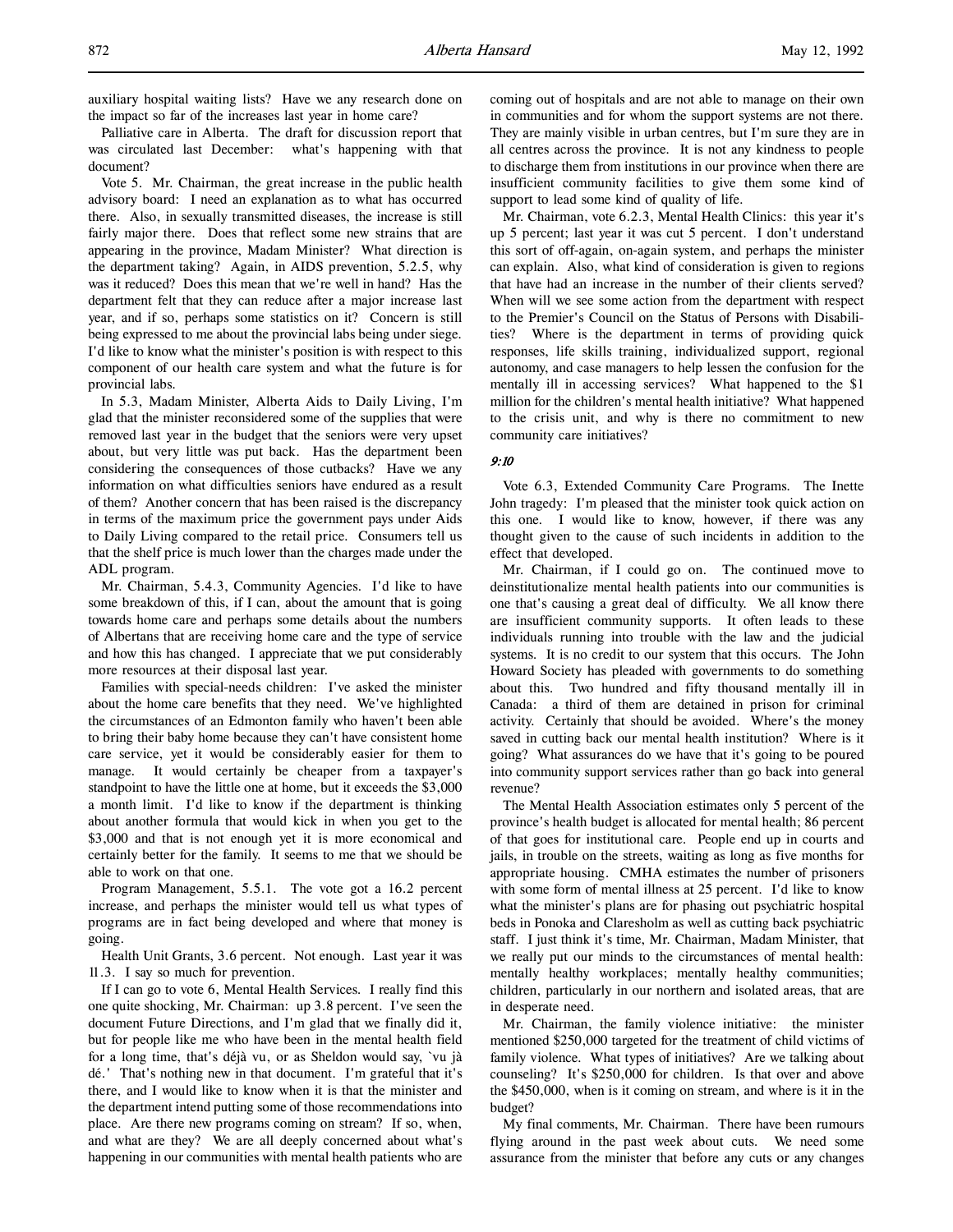auxiliary hospital waiting lists? Have we any research done on the impact so far of the increases last year in home care?

Palliative care in Alberta. The draft for discussion report that was circulated last December: what's happening with that document?

Vote 5. Mr. Chairman, the great increase in the public health advisory board: I need an explanation as to what has occurred there. Also, in sexually transmitted diseases, the increase is still fairly major there. Does that reflect some new strains that are appearing in the province, Madam Minister? What direction is the department taking? Again, in AIDS prevention, 5.2.5, why was it reduced? Does this mean that we're well in hand? Has the department felt that they can reduce after a major increase last year, and if so, perhaps some statistics on it? Concern is still being expressed to me about the provincial labs being under siege. I'd like to know what the minister's position is with respect to this component of our health care system and what the future is for provincial labs.

In 5.3, Madam Minister, Alberta Aids to Daily Living, I'm glad that the minister reconsidered some of the supplies that were removed last year in the budget that the seniors were very upset about, but very little was put back. Has the department been considering the consequences of those cutbacks? Have we any information on what difficulties seniors have endured as a result of them? Another concern that has been raised is the discrepancy in terms of the maximum price the government pays under Aids to Daily Living compared to the retail price. Consumers tell us that the shelf price is much lower than the charges made under the ADL program.

Mr. Chairman, 5.4.3, Community Agencies. I'd like to have some breakdown of this, if I can, about the amount that is going towards home care and perhaps some details about the numbers of Albertans that are receiving home care and the type of service and how this has changed. I appreciate that we put considerably more resources at their disposal last year.

Families with special-needs children: I've asked the minister about the home care benefits that they need. We've highlighted the circumstances of an Edmonton family who haven't been able to bring their baby home because they can't have consistent home care service, yet it would be considerably easier for them to manage. It would certainly be cheaper from a taxpayer's standpoint to have the little one at home, but it exceeds the $3,000 a month limit. I'd like to know if the department is thinking about another formula that would kick in when you get to the $3,000 and that is not enough yet it is more economical and certainly better for the family. It seems to me that we should be able to work on that one.

Program Management, 5.5.1. The vote got a 16.2 percent increase, and perhaps the minister would tell us what types of programs are in fact being developed and where that money is going.

Health Unit Grants, 3.6 percent. Not enough. Last year it was 11.3. I say so much for prevention.

If I can go to vote 6, Mental Health Services. I really find this one quite shocking, Mr. Chairman: up 3.8 percent. I've seen the document Future Directions, and I'm glad that we finally did it, but for people like me who have been in the mental health field for a long time, that's déjà vu, or as Sheldon would say, 'vu jà dé.' That's nothing new in that document. I'm grateful that it's there, and I would like to know when it is that the minister and the department intend putting some of those recommendations into place. Are there new programs coming on stream? If so, when, and what are they? We are all deeply concerned about what's happening in our communities with mental health patients who are coming out of hospitals and are not able to manage on their own in communities and for whom the support systems are not there. They are mainly visible in urban centres, but I'm sure they are in all centres across the province. It is not any kindness to people to discharge them from institutions in our province when there are insufficient community facilities to give them some kind of support to lead some kind of quality of life.

Mr. Chairman, vote 6.2.3, Mental Health Clinics: this year it's up 5 percent; last year it was cut 5 percent. I don't understand this sort of off-again, on-again system, and perhaps the minister can explain. Also, what kind of consideration is given to regions that have had an increase in the number of their clients served? When will we see some action from the department with respect to the Premier's Council on the Status of Persons with Disabilities? Where is the department in terms of providing quick responses, life skills training, individualized support, regional autonomy, and case managers to help lessen the confusion for the mentally ill in accessing services? What happened to the $1 million for the children's mental health initiative? What happened to the crisis unit, and why is there no commitment to new community care initiatives?

*9:10*

Vote 6.3, Extended Community Care Programs. The Inette John tragedy: I'm pleased that the minister took quick action on this one. I would like to know, however, if there was any thought given to the cause of such incidents in addition to the effect that developed.

Mr. Chairman, if I could go on. The continued move to deinstitutionalize mental health patients into our communities is one that's causing a great deal of difficulty. We all know there are insufficient community supports. It often leads to these individuals running into trouble with the law and the judicial systems. It is no credit to our system that this occurs. The John Howard Society has pleaded with governments to do something about this. Two hundred and fifty thousand mentally ill in Canada: a third of them are detained in prison for criminal activity. Certainly that should be avoided. Where's the money saved in cutting back our mental health institution? Where is it going? What assurances do we have that it's going to be poured into community support services rather than go back into general revenue?

The Mental Health Association estimates only 5 percent of the province's health budget is allocated for mental health; 86 percent of that goes for institutional care. People end up in courts and jails, in trouble on the streets, waiting as long as five months for appropriate housing. CMHA estimates the number of prisoners with some form of mental illness at 25 percent. I'd like to know what the minister's plans are for phasing out psychiatric hospital beds in Ponoka and Claresholm as well as cutting back psychiatric staff. I just think it's time, Mr. Chairman, Madam Minister, that we really put our minds to the circumstances of mental health: mentally healthy workplaces; mentally healthy communities; children, particularly in our northern and isolated areas, that are in desperate need.

Mr. Chairman, the family violence initiative: the minister mentioned $250,000 targeted for the treatment of child victims of family violence. What types of initiatives? Are we talking about counseling? It's $250,000 for children. Is that over and above the $450,000, when is it coming on stream, and where is it in the budget?

My final comments, Mr. Chairman. There have been rumours flying around in the past week about cuts. We need some assurance from the minister that before any cuts or any changes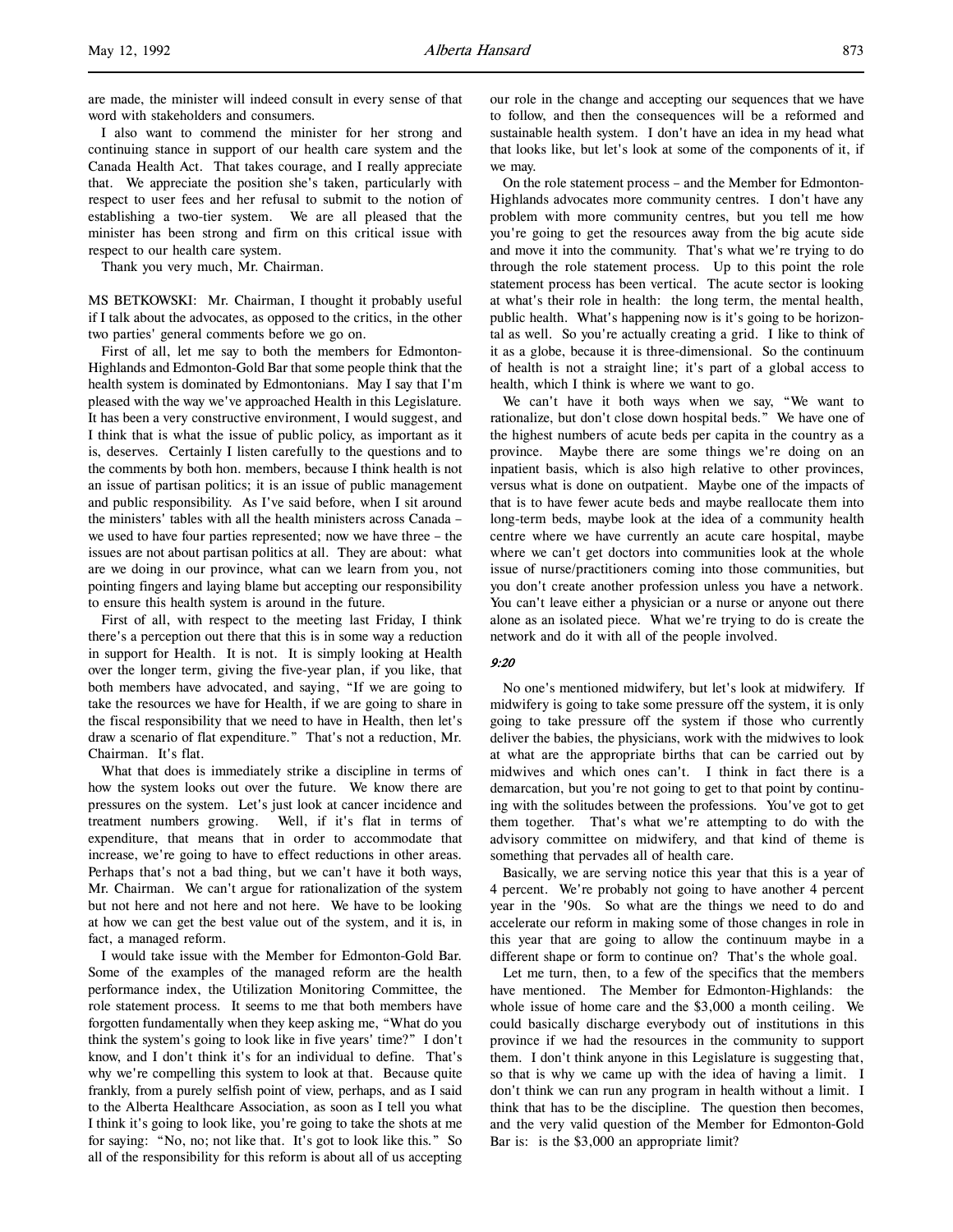are made, the minister will indeed consult in every sense of that word with stakeholders and consumers.

I also want to commend the minister for her strong and continuing stance in support of our health care system and the Canada Health Act. That takes courage, and I really appreciate that. We appreciate the position she's taken, particularly with respect to user fees and her refusal to submit to the notion of establishing a two-tier system. We are all pleased that the minister has been strong and firm on this critical issue with respect to our health care system.

Thank you very much, Mr. Chairman.

MS BETKOWSKI: Mr. Chairman, I thought it probably useful if I talk about the advocates, as opposed to the critics, in the other two parties' general comments before we go on.

First of all, let me say to both the members for Edmonton-Highlands and Edmonton-Gold Bar that some people think that the health system is dominated by Edmontonians. May I say that I'm pleased with the way we've approached Health in this Legislature. It has been a very constructive environment, I would suggest, and I think that is what the issue of public policy, as important as it is, deserves. Certainly I listen carefully to the questions and to the comments by both hon. members, because I think health is not an issue of partisan politics; it is an issue of public management and public responsibility. As I've said before, when I sit around the ministers' tables with all the health ministers across Canada – we used to have four parties represented; now we have three – the issues are not about partisan politics at all. They are about: what are we doing in our province, what can we learn from you, not pointing fingers and laying blame but accepting our responsibility to ensure this health system is around in the future.

First of all, with respect to the meeting last Friday, I think there's a perception out there that this is in some way a reduction in support for Health. It is not. It is simply looking at Health over the longer term, giving the five-year plan, if you like, that both members have advocated, and saying, "If we are going to take the resources we have for Health, if we are going to share in the fiscal responsibility that we need to have in Health, then let's draw a scenario of flat expenditure." That's not a reduction, Mr. Chairman. It's flat.

What that does is immediately strike a discipline in terms of how the system looks out over the future. We know there are pressures on the system. Let's just look at cancer incidence and treatment numbers growing. Well, if it's flat in terms of expenditure, that means that in order to accommodate that increase, we're going to have to effect reductions in other areas. Perhaps that's not a bad thing, but we can't have it both ways, Mr. Chairman. We can't argue for rationalization of the system but not here and not here and not here. We have to be looking at how we can get the best value out of the system, and it is, in fact, a managed reform.

I would take issue with the Member for Edmonton-Gold Bar. Some of the examples of the managed reform are the health performance index, the Utilization Monitoring Committee, the role statement process. It seems to me that both members have forgotten fundamentally when they keep asking me, "What do you think the system's going to look like in five years' time?" I don't know, and I don't think it's for an individual to define. That's why we're compelling this system to look at that. Because quite frankly, from a purely selfish point of view, perhaps, and as I said to the Alberta Healthcare Association, as soon as I tell you what I think it's going to look like, you're going to take the shots at me for saying: "No, no; not like that. It's got to look like this." So all of the responsibility for this reform is about all of us accepting our role in the change and accepting our sequences that we have to follow, and then the consequences will be a reformed and sustainable health system. I don't have an idea in my head what that looks like, but let's look at some of the components of it, if we may.

On the role statement process – and the Member for Edmonton-Highlands advocates more community centres. I don't have any problem with more community centres, but you tell me how you're going to get the resources away from the big acute side and move it into the community. That's what we're trying to do through the role statement process. Up to this point the role statement process has been vertical. The acute sector is looking at what's their role in health: the long term, the mental health, public health. What's happening now is it's going to be horizontal as well. So you're actually creating a grid. I like to think of it as a globe, because it is three-dimensional. So the continuum of health is not a straight line; it's part of a global access to health, which I think is where we want to go.

We can't have it both ways when we say, "We want to rationalize, but don't close down hospital beds." We have one of the highest numbers of acute beds per capita in the country as a province. Maybe there are some things we're doing on an inpatient basis, which is also high relative to other provinces, versus what is done on outpatient. Maybe one of the impacts of that is to have fewer acute beds and maybe reallocate them into long-term beds, maybe look at the idea of a community health centre where we have currently an acute care hospital, maybe where we can't get doctors into communities look at the whole issue of nurse/practitioners coming into those communities, but you don't create another profession unless you have a network. You can't leave either a physician or a nurse or anyone out there alone as an isolated piece. What we're trying to do is create the network and do it with all of the people involved.

*9:20*

No one's mentioned midwifery, but let's look at midwifery. If midwifery is going to take some pressure off the system, it is only going to take pressure off the system if those who currently deliver the babies, the physicians, work with the midwives to look at what are the appropriate births that can be carried out by midwives and which ones can't. I think in fact there is a demarcation, but you're not going to get to that point by continuing with the solitudes between the professions. You've got to get them together. That's what we're attempting to do with the advisory committee on midwifery, and that kind of theme is something that pervades all of health care.

Basically, we are serving notice this year that this is a year of 4 percent. We're probably not going to have another 4 percent year in the '90s. So what are the things we need to do and accelerate our reform in making some of those changes in role in this year that are going to allow the continuum maybe in a different shape or form to continue on? That's the whole goal.

Let me turn, then, to a few of the specifics that the members have mentioned. The Member for Edmonton-Highlands: the whole issue of home care and the $3,000 a month ceiling. We could basically discharge everybody out of institutions in this province if we had the resources in the community to support them. I don't think anyone in this Legislature is suggesting that, so that is why we came up with the idea of having a limit. I don't think we can run any program in health without a limit. I think that has to be the discipline. The question then becomes, and the very valid question of the Member for Edmonton-Gold Bar is: is the $3,000 an appropriate limit?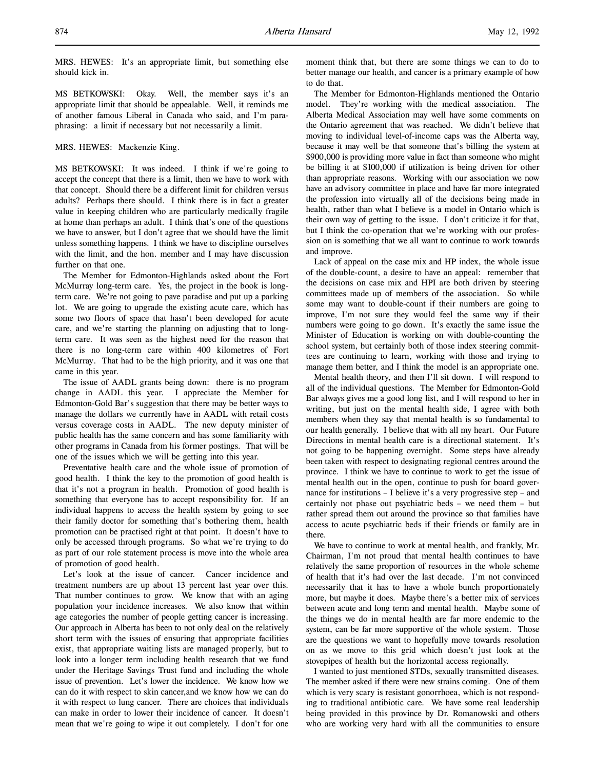MRS. HEWES: It's an appropriate limit, but something else should kick in.

MS BETKOWSKI: Okay. Well, the member says it's an appropriate limit that should be appealable. Well, it reminds me of another famous Liberal in Canada who said, and I'm paraphrasing: a limit if necessary but not necessarily a limit.

MRS. HEWES: Mackenzie King.

MS BETKOWSKI: It was indeed. I think if we're going to accept the concept that there is a limit, then we have to work with that concept. Should there be a different limit for children versus adults? Perhaps there should. I think there is in fact a greater value in keeping children who are particularly medically fragile at home than perhaps an adult. I think that's one of the questions we have to answer, but I don't agree that we should have the limit unless something happens. I think we have to discipline ourselves with the limit, and the hon. member and I may have discussion further on that one.

The Member for Edmonton-Highlands asked about the Fort McMurray long-term care. Yes, the project in the book is long-term care. We're not going to pave paradise and put up a parking lot. We are going to upgrade the existing acute care, which has some two floors of space that hasn't been developed for acute care, and we're starting the planning on adjusting that to long-term care. It was seen as the highest need for the reason that there is no long-term care within 400 kilometres of Fort McMurray. That had to be the high priority, and it was one that came in this year.

The issue of AADL grants being down: there is no program change in AADL this year. I appreciate the Member for Edmonton-Gold Bar's suggestion that there may be better ways to manage the dollars we currently have in AADL with retail costs versus coverage costs in AADL. The new deputy minister of public health has the same concern and has some familiarity with other programs in Canada from his former postings. That will be one of the issues which we will be getting into this year.

Preventative health care and the whole issue of promotion of good health. I think the key to the promotion of good health is that it's not a program in health. Promotion of good health is something that everyone has to accept responsibility for. If an individual happens to access the health system by going to see their family doctor for something that's bothering them, health promotion can be practised right at that point. It doesn't have to only be accessed through programs. So what we're trying to do as part of our role statement process is move into the whole area of promotion of good health.

Let's look at the issue of cancer. Cancer incidence and treatment numbers are up about 13 percent last year over this. That number continues to grow. We know that with an aging population your incidence increases. We also know that within age categories the number of people getting cancer is increasing. Our approach in Alberta has been to not only deal on the relatively short term with the issues of ensuring that appropriate facilities exist, that appropriate waiting lists are managed properly, but to look into a longer term including health research that we fund under the Heritage Savings Trust fund and including the whole issue of prevention. Let's lower the incidence. We know how we can do it with respect to skin cancer,and we know how we can do it with respect to lung cancer. There are choices that individuals can make in order to lower their incidence of cancer. It doesn't mean that we're going to wipe it out completely. I don't for one moment think that, but there are some things we can to do to better manage our health, and cancer is a primary example of how to do that.

The Member for Edmonton-Highlands mentioned the Ontario model. They're working with the medical association. The Alberta Medical Association may well have some comments on the Ontario agreement that was reached. We didn't believe that moving to individual level-of-income caps was the Alberta way, because it may well be that someone that's billing the system at $900,000 is providing more value in fact than someone who might be billing it at $100,000 if utilization is being driven for other than appropriate reasons. Working with our association we now have an advisory committee in place and have far more integrated the profession into virtually all of the decisions being made in health, rather than what I believe is a model in Ontario which is their own way of getting to the issue. I don't criticize it for that, but I think the co-operation that we're working with our profession on is something that we all want to continue to work towards and improve.

Lack of appeal on the case mix and HP index, the whole issue of the double-count, a desire to have an appeal: remember that the decisions on case mix and HPI are both driven by steering committees made up of members of the association. So while some may want to double-count if their numbers are going to improve, I'm not sure they would feel the same way if their numbers were going to go down. It's exactly the same issue the Minister of Education is working on with double-counting the school system, but certainly both of those index steering committees are continuing to learn, working with those and trying to manage them better, and I think the model is an appropriate one.

Mental health theory, and then I'll sit down. I will respond to all of the individual questions. The Member for Edmonton-Gold Bar always gives me a good long list, and I will respond to her in writing, but just on the mental health side, I agree with both members when they say that mental health is so fundamental to our health generally. I believe that with all my heart. Our Future Directions in mental health care is a directional statement. It's not going to be happening overnight. Some steps have already been taken with respect to designating regional centres around the province. I think we have to continue to work to get the issue of mental health out in the open, continue to push for board governance for institutions – I believe it's a very progressive step – and certainly not phase out psychiatric beds – we need them – but rather spread them out around the province so that families have access to acute psychiatric beds if their friends or family are in there.

We have to continue to work at mental health, and frankly, Mr. Chairman, I'm not proud that mental health continues to have relatively the same proportion of resources in the whole scheme of health that it's had over the last decade. I'm not convinced necessarily that it has to have a whole bunch proportionately more, but maybe it does. Maybe there's a better mix of services between acute and long term and mental health. Maybe some of the things we do in mental health are far more endemic to the system, can be far more supportive of the whole system. Those are the questions we want to hopefully move towards resolution on as we move to this grid which doesn't just look at the stovepipes of health but the horizontal access regionally.

I wanted to just mentioned STDs, sexually transmitted diseases. The member asked if there were new strains coming. One of them which is very scary is resistant gonorrhoea, which is not responding to traditional antibiotic care. We have some real leadership being provided in this province by Dr. Romanowski and others who are working very hard with all the communities to ensure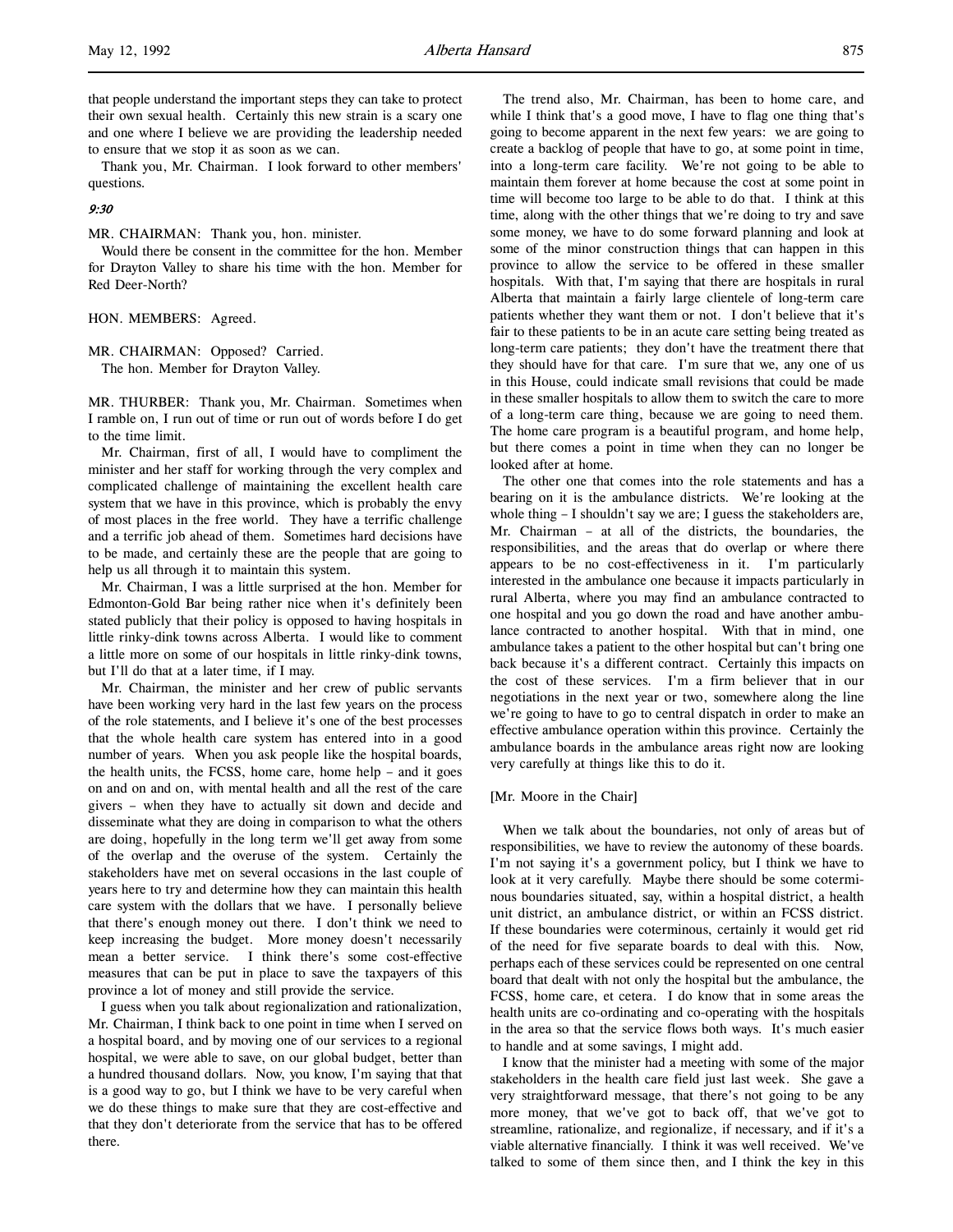that people understand the important steps they can take to protect their own sexual health. Certainly this new strain is a scary one and one where I believe we are providing the leadership needed to ensure that we stop it as soon as we can.

Thank you, Mr. Chairman. I look forward to other members' questions.

*9:30*

MR. CHAIRMAN: Thank you, hon. minister.

Would there be consent in the committee for the hon. Member for Drayton Valley to share his time with the hon. Member for Red Deer-North?

HON. MEMBERS: Agreed.

MR. CHAIRMAN: Opposed? Carried.

The hon. Member for Drayton Valley.

MR. THURBER: Thank you, Mr. Chairman. Sometimes when I ramble on, I run out of time or run out of words before I do get to the time limit.

Mr. Chairman, first of all, I would have to compliment the minister and her staff for working through the very complex and complicated challenge of maintaining the excellent health care system that we have in this province, which is probably the envy of most places in the free world. They have a terrific challenge and a terrific job ahead of them. Sometimes hard decisions have to be made, and certainly these are the people that are going to help us all through it to maintain this system.

Mr. Chairman, I was a little surprised at the hon. Member for Edmonton-Gold Bar being rather nice when it's definitely been stated publicly that their policy is opposed to having hospitals in little rinky-dink towns across Alberta. I would like to comment a little more on some of our hospitals in little rinky-dink towns, but I'll do that at a later time, if I may.

Mr. Chairman, the minister and her crew of public servants have been working very hard in the last few years on the process of the role statements, and I believe it's one of the best processes that the whole health care system has entered into in a good number of years. When you ask people like the hospital boards, the health units, the FCSS, home care, home help – and it goes on and on and on, with mental health and all the rest of the care givers – when they have to actually sit down and decide and disseminate what they are doing in comparison to what the others are doing, hopefully in the long term we'll get away from some of the overlap and the overuse of the system. Certainly the stakeholders have met on several occasions in the last couple of years here to try and determine how they can maintain this health care system with the dollars that we have. I personally believe that there's enough money out there. I don't think we need to keep increasing the budget. More money doesn't necessarily mean a better service. I think there's some cost-effective measures that can be put in place to save the taxpayers of this province a lot of money and still provide the service.

I guess when you talk about regionalization and rationalization, Mr. Chairman, I think back to one point in time when I served on a hospital board, and by moving one of our services to a regional hospital, we were able to save, on our global budget, better than a hundred thousand dollars. Now, you know, I'm saying that that is a good way to go, but I think we have to be very careful when we do these things to make sure that they are cost-effective and that they don't deteriorate from the service that has to be offered there.

The trend also, Mr. Chairman, has been to home care, and while I think that's a good move, I have to flag one thing that's going to become apparent in the next few years: we are going to create a backlog of people that have to go, at some point in time, into a long-term care facility. We're not going to be able to maintain them forever at home because the cost at some point in time will become too large to be able to do that. I think at this time, along with the other things that we're doing to try and save some money, we have to do some forward planning and look at some of the minor construction things that can happen in this province to allow the service to be offered in these smaller hospitals. With that, I'm saying that there are hospitals in rural Alberta that maintain a fairly large clientele of long-term care patients whether they want them or not. I don't believe that it's fair to these patients to be in an acute care setting being treated as long-term care patients; they don't have the treatment there that they should have for that care. I'm sure that we, any one of us in this House, could indicate small revisions that could be made in these smaller hospitals to allow them to switch the care to more of a long-term care thing, because we are going to need them. The home care program is a beautiful program, and home help, but there comes a point in time when they can no longer be looked after at home.

The other one that comes into the role statements and has a bearing on it is the ambulance districts. We're looking at the whole thing – I shouldn't say we are; I guess the stakeholders are, Mr. Chairman – at all of the districts, the boundaries, the responsibilities, and the areas that do overlap or where there appears to be no cost-effectiveness in it. I'm particularly interested in the ambulance one because it impacts particularly in rural Alberta, where you may find an ambulance contracted to one hospital and you go down the road and have another ambulance contracted to another hospital. With that in mind, one ambulance takes a patient to the other hospital but can't bring one back because it's a different contract. Certainly this impacts on the cost of these services. I'm a firm believer that in our negotiations in the next year or two, somewhere along the line we're going to have to go to central dispatch in order to make an effective ambulance operation within this province. Certainly the ambulance boards in the ambulance areas right now are looking very carefully at things like this to do it.

[Mr. Moore in the Chair]

When we talk about the boundaries, not only of areas but of responsibilities, we have to review the autonomy of these boards. I'm not saying it's a government policy, but I think we have to look at it very carefully. Maybe there should be some coterminous boundaries situated, say, within a hospital district, a health unit district, an ambulance district, or within an FCSS district. If these boundaries were coterminous, certainly it would get rid of the need for five separate boards to deal with this. Now, perhaps each of these services could be represented on one central board that dealt with not only the hospital but the ambulance, the FCSS, home care, et cetera. I do know that in some areas the health units are co-ordinating and co-operating with the hospitals in the area so that the service flows both ways. It's much easier to handle and at some savings, I might add.

I know that the minister had a meeting with some of the major stakeholders in the health care field just last week. She gave a very straightforward message, that there's not going to be any more money, that we've got to back off, that we've got to streamline, rationalize, and regionalize, if necessary, and if it's a viable alternative financially. I think it was well received. We've talked to some of them since then, and I think the key in this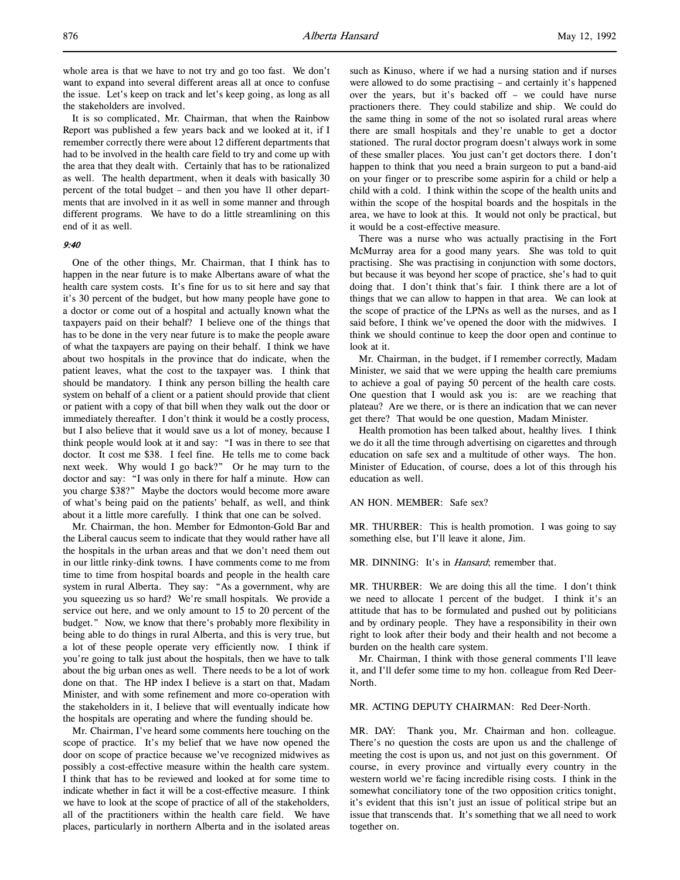whole area is that we have to not try and go too fast. We don't want to expand into several different areas all at once to confuse the issue. Let's keep on track and let's keep going, as long as all the stakeholders are involved.

It is so complicated, Mr. Chairman, that when the Rainbow Report was published a few years back and we looked at it, if I remember correctly there were about 12 different departments that had to be involved in the health care field to try and come up with the area that they dealt with. Certainly that has to be rationalized as well. The health department, when it deals with basically 30 percent of the total budget – and then you have 11 other departments that are involved in it as well in some manner and through different programs. We have to do a little streamlining on this end of it as well.

*9:40*

One of the other things, Mr. Chairman, that I think has to happen in the near future is to make Albertans aware of what the health care system costs. It's fine for us to sit here and say that it's 30 percent of the budget, but how many people have gone to a doctor or come out of a hospital and actually known what the taxpayers paid on their behalf? I believe one of the things that has to be done in the very near future is to make the people aware of what the taxpayers are paying on their behalf. I think we have about two hospitals in the province that do indicate, when the patient leaves, what the cost to the taxpayer was. I think that should be mandatory. I think any person billing the health care system on behalf of a client or a patient should provide that client or patient with a copy of that bill when they walk out the door or immediately thereafter. I don't think it would be a costly process, but I also believe that it would save us a lot of money, because I think people would look at it and say: "I was in there to see that doctor. It cost me $38. I feel fine. He tells me to come back next week. Why would I go back?" Or he may turn to the doctor and say: "I was only in there for half a minute. How can you charge $38?" Maybe the doctors would become more aware of what's being paid on the patients' behalf, as well, and think about it a little more carefully. I think that one can be solved.

Mr. Chairman, the hon. Member for Edmonton-Gold Bar and the Liberal caucus seem to indicate that they would rather have all the hospitals in the urban areas and that we don't need them out in our little rinky-dink towns. I have comments come to me from time to time from hospital boards and people in the health care system in rural Alberta. They say: "As a government, why are you squeezing us so hard? We're small hospitals. We provide a service out here, and we only amount to 15 to 20 percent of the budget." Now, we know that there's probably more flexibility in being able to do things in rural Alberta, and this is very true, but a lot of these people operate very efficiently now. I think if you're going to talk just about the hospitals, then we have to talk about the big urban ones as well. There needs to be a lot of work done on that. The HP index I believe is a start on that, Madam Minister, and with some refinement and more co-operation with the stakeholders in it, I believe that will eventually indicate how the hospitals are operating and where the funding should be.

Mr. Chairman, I've heard some comments here touching on the scope of practice. It's my belief that we have now opened the door on scope of practice because we've recognized midwives as possibly a cost-effective measure within the health care system. I think that has to be reviewed and looked at for some time to indicate whether in fact it will be a cost-effective measure. I think we have to look at the scope of practice of all of the stakeholders, all of the practitioners within the health care field. We have places, particularly in northern Alberta and in the isolated areas such as Kinuso, where if we had a nursing station and if nurses were allowed to do some practising – and certainly it's happened over the years, but it's backed off – we could have nurse practioners there. They could stabilize and ship. We could do the same thing in some of the not so isolated rural areas where there are small hospitals and they're unable to get a doctor stationed. The rural doctor program doesn't always work in some of these smaller places. You just can't get doctors there. I don't happen to think that you need a brain surgeon to put a band-aid on your finger or to prescribe some aspirin for a child or help a child with a cold. I think within the scope of the health units and within the scope of the hospital boards and the hospitals in the area, we have to look at this. It would not only be practical, but it would be a cost-effective measure.

There was a nurse who was actually practising in the Fort McMurray area for a good many years. She was told to quit practising. She was practising in conjunction with some doctors, but because it was beyond her scope of practice, she's had to quit doing that. I don't think that's fair. I think there are a lot of things that we can allow to happen in that area. We can look at the scope of practice of the LPNs as well as the nurses, and as I said before, I think we've opened the door with the midwives. I think we should continue to keep the door open and continue to look at it.

Mr. Chairman, in the budget, if I remember correctly, Madam Minister, we said that we were upping the health care premiums to achieve a goal of paying 50 percent of the health care costs. One question that I would ask you is: are we reaching that plateau? Are we there, or is there an indication that we can never get there? That would be one question, Madam Minister.

Health promotion has been talked about, healthy lives. I think we do it all the time through advertising on cigarettes and through education on safe sex and a multitude of other ways. The hon. Minister of Education, of course, does a lot of this through his education as well.

AN HON. MEMBER: Safe sex?

MR. THURBER: This is health promotion. I was going to say something else, but I'll leave it alone, Jim.

MR. DINNING: It's in *Hansard*; remember that.

MR. THURBER: We are doing this all the time. I don't think we need to allocate 1 percent of the budget. I think it's an attitude that has to be formulated and pushed out by politicians and by ordinary people. They have a responsibility in their own right to look after their body and their health and not become a burden on the health care system.

Mr. Chairman, I think with those general comments I'll leave it, and I'll defer some time to my hon. colleague from Red Deer-North.

MR. ACTING DEPUTY CHAIRMAN: Red Deer-North.

MR. DAY: Thank you, Mr. Chairman and hon. colleague. There's no question the costs are upon us and the challenge of meeting the cost is upon us, and not just on this government. Of course, in every province and virtually every country in the western world we're facing incredible rising costs. I think in the somewhat conciliatory tone of the two opposition critics tonight, it's evident that this isn't just an issue of political stripe but an issue that transcends that. It's something that we all need to work together on.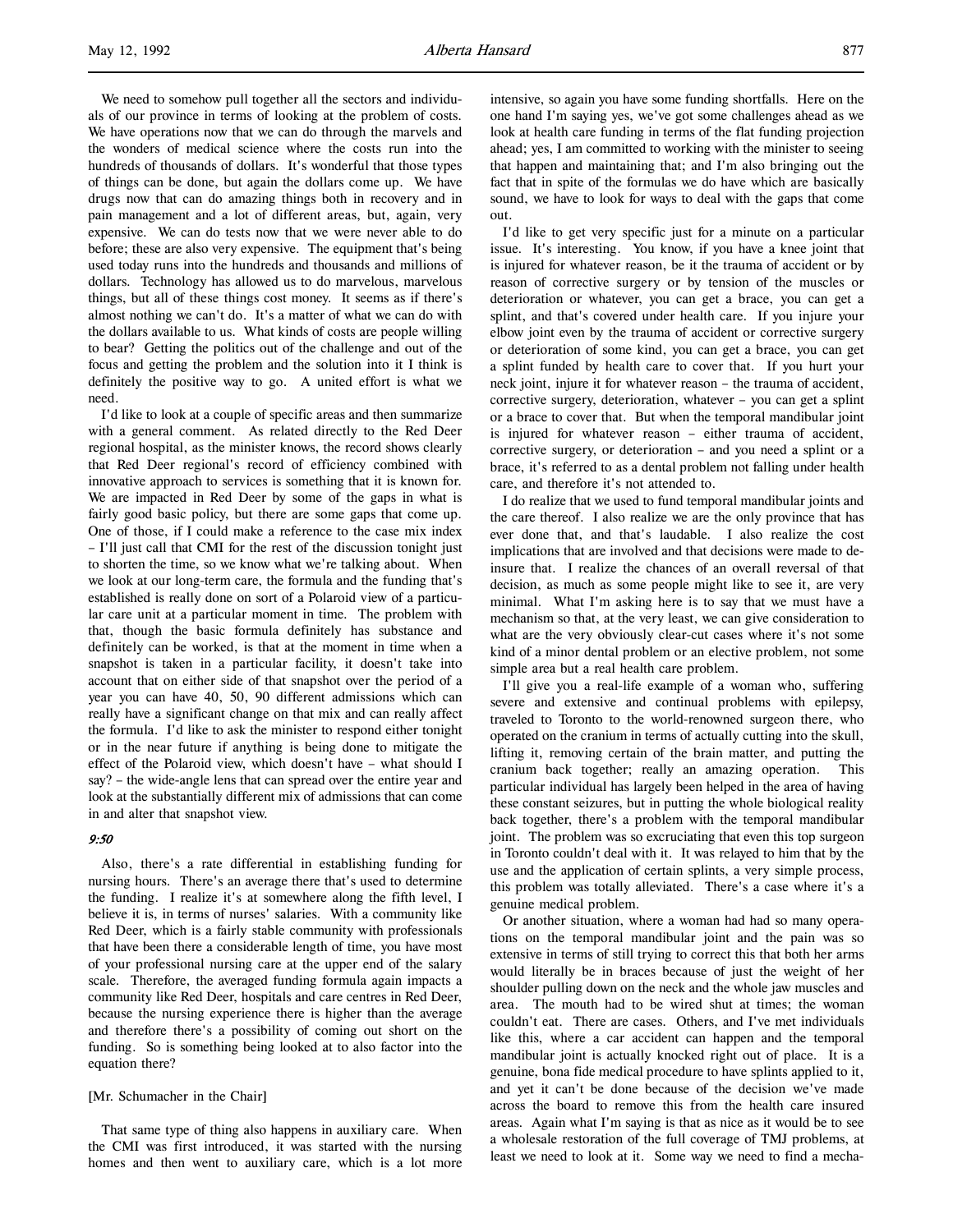We need to somehow pull together all the sectors and individuals of our province in terms of looking at the problem of costs. We have operations now that we can do through the marvels and the wonders of medical science where the costs run into the hundreds of thousands of dollars. It's wonderful that those types of things can be done, but again the dollars come up. We have drugs now that can do amazing things both in recovery and in pain management and a lot of different areas, but, again, very expensive. We can do tests now that we were never able to do before; these are also very expensive. The equipment that's being used today runs into the hundreds and thousands and millions of dollars. Technology has allowed us to do marvelous, marvelous things, but all of these things cost money. It seems as if there's almost nothing we can't do. It's a matter of what we can do with the dollars available to us. What kinds of costs are people willing to bear? Getting the politics out of the challenge and out of the focus and getting the problem and the solution into it I think is definitely the positive way to go. A united effort is what we need.

I'd like to look at a couple of specific areas and then summarize with a general comment. As related directly to the Red Deer regional hospital, as the minister knows, the record shows clearly that Red Deer regional's record of efficiency combined with innovative approach to services is something that it is known for. We are impacted in Red Deer by some of the gaps in what is fairly good basic policy, but there are some gaps that come up. One of those, if I could make a reference to the case mix index – I'll just call that CMI for the rest of the discussion tonight just to shorten the time, so we know what we're talking about. When we look at our long-term care, the formula and the funding that's established is really done on sort of a Polaroid view of a particular care unit at a particular moment in time. The problem with that, though the basic formula definitely has substance and definitely can be worked, is that at the moment in time when a snapshot is taken in a particular facility, it doesn't take into account that on either side of that snapshot over the period of a year you can have 40, 50, 90 different admissions which can really have a significant change on that mix and can really affect the formula. I'd like to ask the minister to respond either tonight or in the near future if anything is being done to mitigate the effect of the Polaroid view, which doesn't have – what should I say? – the wide-angle lens that can spread over the entire year and look at the substantially different mix of admissions that can come in and alter that snapshot view.

*9:50*

Also, there's a rate differential in establishing funding for nursing hours. There's an average there that's used to determine the funding. I realize it's at somewhere along the fifth level, I believe it is, in terms of nurses' salaries. With a community like Red Deer, which is a fairly stable community with professionals that have been there a considerable length of time, you have most of your professional nursing care at the upper end of the salary scale. Therefore, the averaged funding formula again impacts a community like Red Deer, hospitals and care centres in Red Deer, because the nursing experience there is higher than the average and therefore there's a possibility of coming out short on the funding. So is something being looked at to also factor into the equation there?

[Mr. Schumacher in the Chair]

That same type of thing also happens in auxiliary care. When the CMI was first introduced, it was started with the nursing homes and then went to auxiliary care, which is a lot more intensive, so again you have some funding shortfalls. Here on the one hand I'm saying yes, we've got some challenges ahead as we look at health care funding in terms of the flat funding projection ahead; yes, I am committed to working with the minister to seeing that happen and maintaining that; and I'm also bringing out the fact that in spite of the formulas we do have which are basically sound, we have to look for ways to deal with the gaps that come out.

I'd like to get very specific just for a minute on a particular issue. It's interesting. You know, if you have a knee joint that is injured for whatever reason, be it the trauma of accident or by reason of corrective surgery or by tension of the muscles or deterioration or whatever, you can get a brace, you can get a splint, and that's covered under health care. If you injure your elbow joint even by the trauma of accident or corrective surgery or deterioration of some kind, you can get a brace, you can get a splint funded by health care to cover that. If you hurt your neck joint, injure it for whatever reason – the trauma of accident, corrective surgery, deterioration, whatever – you can get a splint or a brace to cover that. But when the temporal mandibular joint is injured for whatever reason – either trauma of accident, corrective surgery, or deterioration – and you need a splint or a brace, it's referred to as a dental problem not falling under health care, and therefore it's not attended to.

I do realize that we used to fund temporal mandibular joints and the care thereof. I also realize we are the only province that has ever done that, and that's laudable. I also realize the cost implications that are involved and that decisions were made to de-insure that. I realize the chances of an overall reversal of that decision, as much as some people might like to see it, are very minimal. What I'm asking here is to say that we must have a mechanism so that, at the very least, we can give consideration to what are the very obviously clear-cut cases where it's not some kind of a minor dental problem or an elective problem, not some simple area but a real health care problem.

I'll give you a real-life example of a woman who, suffering severe and extensive and continual problems with epilepsy, traveled to Toronto to the world-renowned surgeon there, who operated on the cranium in terms of actually cutting into the skull, lifting it, removing certain of the brain matter, and putting the cranium back together; really an amazing operation. This particular individual has largely been helped in the area of having these constant seizures, but in putting the whole biological reality back together, there's a problem with the temporal mandibular joint. The problem was so excruciating that even this top surgeon in Toronto couldn't deal with it. It was relayed to him that by the use and the application of certain splints, a very simple process, this problem was totally alleviated. There's a case where it's a genuine medical problem.

Or another situation, where a woman had had so many operations on the temporal mandibular joint and the pain was so extensive in terms of still trying to correct this that both her arms would literally be in braces because of just the weight of her shoulder pulling down on the neck and the whole jaw muscles and area. The mouth had to be wired shut at times; the woman couldn't eat. There are cases. Others, and I've met individuals like this, where a car accident can happen and the temporal mandibular joint is actually knocked right out of place. It is a genuine, bona fide medical procedure to have splints applied to it, and yet it can't be done because of the decision we've made across the board to remove this from the health care insured areas. Again what I'm saying is that as nice as it would be to see a wholesale restoration of the full coverage of TMJ problems, at least we need to look at it. Some way we need to find a mecha-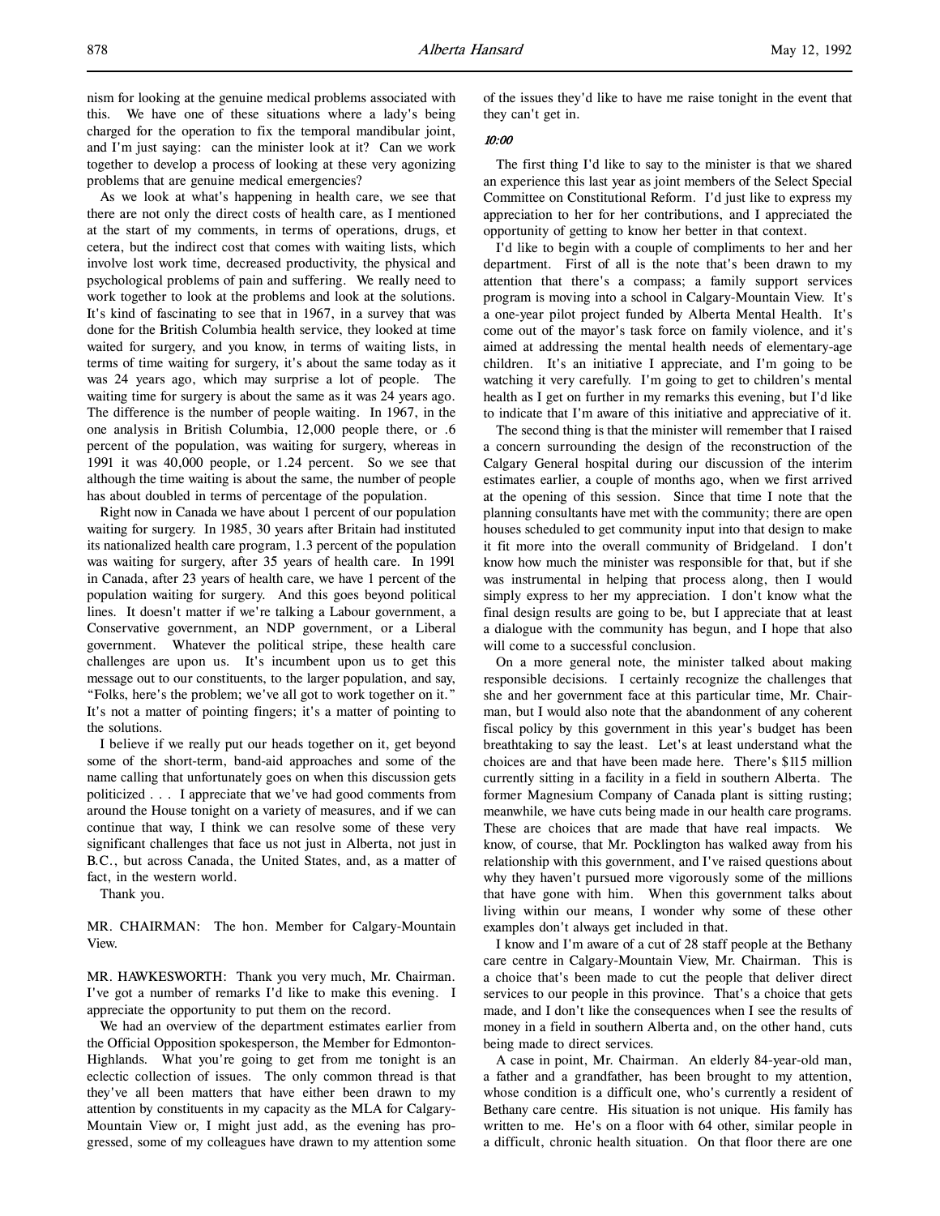nism for looking at the genuine medical problems associated with this. We have one of these situations where a lady's being charged for the operation to fix the temporal mandibular joint, and I'm just saying: can the minister look at it? Can we work together to develop a process of looking at these very agonizing problems that are genuine medical emergencies?

As we look at what's happening in health care, we see that there are not only the direct costs of health care, as I mentioned at the start of my comments, in terms of operations, drugs, et cetera, but the indirect cost that comes with waiting lists, which involve lost work time, decreased productivity, the physical and psychological problems of pain and suffering. We really need to work together to look at the problems and look at the solutions. It's kind of fascinating to see that in 1967, in a survey that was done for the British Columbia health service, they looked at time waited for surgery, and you know, in terms of waiting lists, in terms of time waiting for surgery, it's about the same today as it was 24 years ago, which may surprise a lot of people. The waiting time for surgery is about the same as it was 24 years ago. The difference is the number of people waiting. In 1967, in the one analysis in British Columbia, 12,000 people there, or .6 percent of the population, was waiting for surgery, whereas in 1991 it was 40,000 people, or 1.24 percent. So we see that although the time waiting is about the same, the number of people has about doubled in terms of percentage of the population.

Right now in Canada we have about 1 percent of our population waiting for surgery. In 1985, 30 years after Britain had instituted its nationalized health care program, 1.3 percent of the population was waiting for surgery, after 35 years of health care. In 1991 in Canada, after 23 years of health care, we have 1 percent of the population waiting for surgery. And this goes beyond political lines. It doesn't matter if we're talking a Labour government, a Conservative government, an NDP government, or a Liberal government. Whatever the political stripe, these health care challenges are upon us. It's incumbent upon us to get this message out to our constituents, to the larger population, and say, "Folks, here's the problem; we've all got to work together on it." It's not a matter of pointing fingers; it's a matter of pointing to the solutions.

I believe if we really put our heads together on it, get beyond some of the short-term, band-aid approaches and some of the name calling that unfortunately goes on when this discussion gets politicized . . . I appreciate that we've had good comments from around the House tonight on a variety of measures, and if we can continue that way, I think we can resolve some of these very significant challenges that face us not just in Alberta, not just in B.C., but across Canada, the United States, and, as a matter of fact, in the western world.

Thank you.

MR. CHAIRMAN: The hon. Member for Calgary-Mountain View.

MR. HAWKESWORTH: Thank you very much, Mr. Chairman. I've got a number of remarks I'd like to make this evening. I appreciate the opportunity to put them on the record.

We had an overview of the department estimates earlier from the Official Opposition spokesperson, the Member for Edmonton-Highlands. What you're going to get from me tonight is an eclectic collection of issues. The only common thread is that they've all been matters that have either been drawn to my attention by constituents in my capacity as the MLA for Calgary-Mountain View or, I might just add, as the evening has progressed, some of my colleagues have drawn to my attention some of the issues they'd like to have me raise tonight in the event that they can't get in.

*10:00*

The first thing I'd like to say to the minister is that we shared an experience this last year as joint members of the Select Special Committee on Constitutional Reform. I'd just like to express my appreciation to her for her contributions, and I appreciated the opportunity of getting to know her better in that context.

I'd like to begin with a couple of compliments to her and her department. First of all is the note that's been drawn to my attention that there's a compass; a family support services program is moving into a school in Calgary-Mountain View. It's a one-year pilot project funded by Alberta Mental Health. It's come out of the mayor's task force on family violence, and it's aimed at addressing the mental health needs of elementary-age children. It's an initiative I appreciate, and I'm going to be watching it very carefully. I'm going to get to children's mental health as I get on further in my remarks this evening, but I'd like to indicate that I'm aware of this initiative and appreciative of it.

The second thing is that the minister will remember that I raised a concern surrounding the design of the reconstruction of the Calgary General hospital during our discussion of the interim estimates earlier, a couple of months ago, when we first arrived at the opening of this session. Since that time I note that the planning consultants have met with the community; there are open houses scheduled to get community input into that design to make it fit more into the overall community of Bridgeland. I don't know how much the minister was responsible for that, but if she was instrumental in helping that process along, then I would simply express to her my appreciation. I don't know what the final design results are going to be, but I appreciate that at least a dialogue with the community has begun, and I hope that also will come to a successful conclusion.

On a more general note, the minister talked about making responsible decisions. I certainly recognize the challenges that she and her government face at this particular time, Mr. Chairman, but I would also note that the abandonment of any coherent fiscal policy by this government in this year's budget has been breathtaking to say the least. Let's at least understand what the choices are and that have been made here. There's $115 million currently sitting in a facility in a field in southern Alberta. The former Magnesium Company of Canada plant is sitting rusting; meanwhile, we have cuts being made in our health care programs. These are choices that are made that have real impacts. We know, of course, that Mr. Pocklington has walked away from his relationship with this government, and I've raised questions about why they haven't pursued more vigorously some of the millions that have gone with him. When this government talks about living within our means, I wonder why some of these other examples don't always get included in that.

I know and I'm aware of a cut of 28 staff people at the Bethany care centre in Calgary-Mountain View, Mr. Chairman. This is a choice that's been made to cut the people that deliver direct services to our people in this province. That's a choice that gets made, and I don't like the consequences when I see the results of money in a field in southern Alberta and, on the other hand, cuts being made to direct services.

A case in point, Mr. Chairman. An elderly 84-year-old man, a father and a grandfather, has been brought to my attention, whose condition is a difficult one, who's currently a resident of Bethany care centre. His situation is not unique. His family has written to me. He's on a floor with 64 other, similar people in a difficult, chronic health situation. On that floor there are one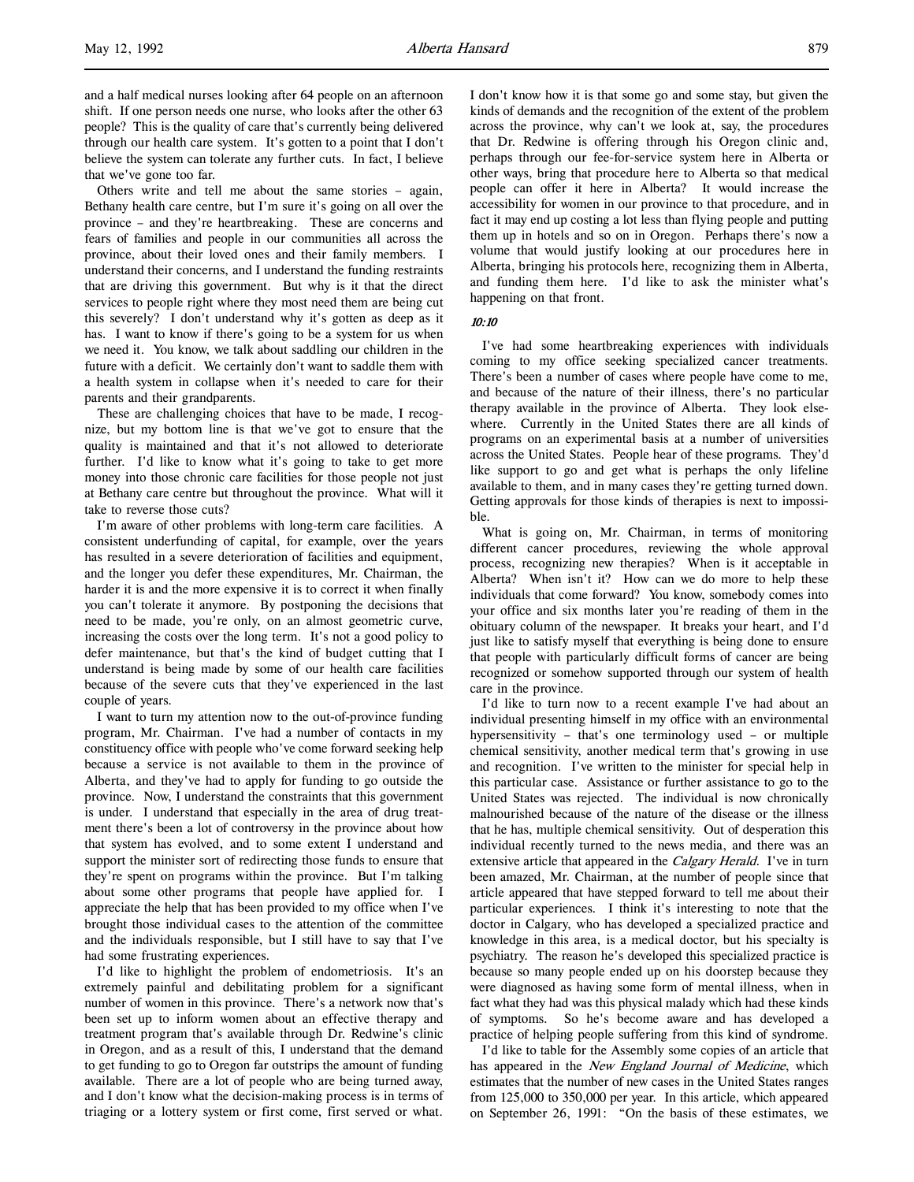and a half medical nurses looking after 64 people on an afternoon shift. If one person needs one nurse, who looks after the other 63 people? This is the quality of care that's currently being delivered through our health care system. It's gotten to a point that I don't believe the system can tolerate any further cuts. In fact, I believe that we've gone too far.

Others write and tell me about the same stories – again, Bethany health care centre, but I'm sure it's going on all over the province – and they're heartbreaking. These are concerns and fears of families and people in our communities all across the province, about their loved ones and their family members. I understand their concerns, and I understand the funding restraints that are driving this government. But why is it that the direct services to people right where they most need them are being cut this severely? I don't understand why it's gotten as deep as it has. I want to know if there's going to be a system for us when we need it. You know, we talk about saddling our children in the future with a deficit. We certainly don't want to saddle them with a health system in collapse when it's needed to care for their parents and their grandparents.

These are challenging choices that have to be made, I recognize, but my bottom line is that we've got to ensure that the quality is maintained and that it's not allowed to deteriorate further. I'd like to know what it's going to take to get more money into those chronic care facilities for those people not just at Bethany care centre but throughout the province. What will it take to reverse those cuts?

I'm aware of other problems with long-term care facilities. A consistent underfunding of capital, for example, over the years has resulted in a severe deterioration of facilities and equipment, and the longer you defer these expenditures, Mr. Chairman, the harder it is and the more expensive it is to correct it when finally you can't tolerate it anymore. By postponing the decisions that need to be made, you're only, on an almost geometric curve, increasing the costs over the long term. It's not a good policy to defer maintenance, but that's the kind of budget cutting that I understand is being made by some of our health care facilities because of the severe cuts that they've experienced in the last couple of years.

I want to turn my attention now to the out-of-province funding program, Mr. Chairman. I've had a number of contacts in my constituency office with people who've come forward seeking help because a service is not available to them in the province of Alberta, and they've had to apply for funding to go outside the province. Now, I understand the constraints that this government is under. I understand that especially in the area of drug treatment there's been a lot of controversy in the province about how that system has evolved, and to some extent I understand and support the minister sort of redirecting those funds to ensure that they're spent on programs within the province. But I'm talking about some other programs that people have applied for. I appreciate the help that has been provided to my office when I've brought those individual cases to the attention of the committee and the individuals responsible, but I still have to say that I've had some frustrating experiences.

I'd like to highlight the problem of endometriosis. It's an extremely painful and debilitating problem for a significant number of women in this province. There's a network now that's been set up to inform women about an effective therapy and treatment program that's available through Dr. Redwine's clinic in Oregon, and as a result of this, I understand that the demand to get funding to go to Oregon far outstrips the amount of funding available. There are a lot of people who are being turned away, and I don't know what the decision-making process is in terms of triaging or a lottery system or first come, first served or what. I don't know how it is that some go and some stay, but given the kinds of demands and the recognition of the extent of the problem across the province, why can't we look at, say, the procedures that Dr. Redwine is offering through his Oregon clinic and, perhaps through our fee-for-service system here in Alberta or other ways, bring that procedure here to Alberta so that medical people can offer it here in Alberta? It would increase the accessibility for women in our province to that procedure, and in fact it may end up costing a lot less than flying people and putting them up in hotels and so on in Oregon. Perhaps there's now a volume that would justify looking at our procedures here in Alberta, bringing his protocols here, recognizing them in Alberta, and funding them here. I'd like to ask the minister what's happening on that front.

*10:10*

I've had some heartbreaking experiences with individuals coming to my office seeking specialized cancer treatments. There's been a number of cases where people have come to me, and because of the nature of their illness, there's no particular therapy available in the province of Alberta. They look elsewhere. Currently in the United States there are all kinds of programs on an experimental basis at a number of universities across the United States. People hear of these programs. They'd like support to go and get what is perhaps the only lifeline available to them, and in many cases they're getting turned down. Getting approvals for those kinds of therapies is next to impossible.

What is going on, Mr. Chairman, in terms of monitoring different cancer procedures, reviewing the whole approval process, recognizing new therapies? When is it acceptable in Alberta? When isn't it? How can we do more to help these individuals that come forward? You know, somebody comes into your office and six months later you're reading of them in the obituary column of the newspaper. It breaks your heart, and I'd just like to satisfy myself that everything is being done to ensure that people with particularly difficult forms of cancer are being recognized or somehow supported through our system of health care in the province.

I'd like to turn now to a recent example I've had about an individual presenting himself in my office with an environmental hypersensitivity – that's one terminology used – or multiple chemical sensitivity, another medical term that's growing in use and recognition. I've written to the minister for special help in this particular case. Assistance or further assistance to go to the United States was rejected. The individual is now chronically malnourished because of the nature of the disease or the illness that he has, multiple chemical sensitivity. Out of desperation this individual recently turned to the news media, and there was an extensive article that appeared in the *Calgary Herald*. I've in turn been amazed, Mr. Chairman, at the number of people since that article appeared that have stepped forward to tell me about their particular experiences. I think it's interesting to note that the doctor in Calgary, who has developed a specialized practice and knowledge in this area, is a medical doctor, but his specialty is psychiatry. The reason he's developed this specialized practice is because so many people ended up on his doorstep because they were diagnosed as having some form of mental illness, when in fact what they had was this physical malady which had these kinds of symptoms. So he's become aware and has developed a practice of helping people suffering from this kind of syndrome.

I'd like to table for the Assembly some copies of an article that has appeared in the *New England Journal of Medicine*, which estimates that the number of new cases in the United States ranges from 125,000 to 350,000 per year. In this article, which appeared on September 26, 1991: "On the basis of these estimates, we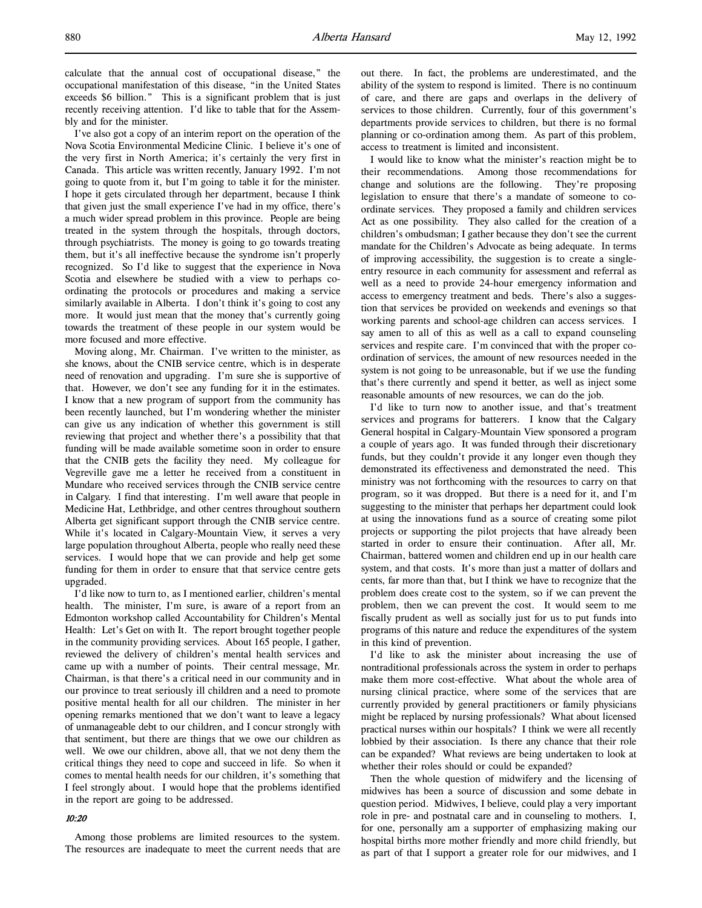calculate that the annual cost of occupational disease," the occupational manifestation of this disease, "in the United States exceeds $6 billion." This is a significant problem that is just recently receiving attention. I'd like to table that for the Assembly and for the minister.

I've also got a copy of an interim report on the operation of the Nova Scotia Environmental Medicine Clinic. I believe it's one of the very first in North America; it's certainly the very first in Canada. This article was written recently, January 1992. I'm not going to quote from it, but I'm going to table it for the minister. I hope it gets circulated through her department, because I think that given just the small experience I've had in my office, there's a much wider spread problem in this province. People are being treated in the system through the hospitals, through doctors, through psychiatrists. The money is going to go towards treating them, but it's all ineffective because the syndrome isn't properly recognized. So I'd like to suggest that the experience in Nova Scotia and elsewhere be studied with a view to perhaps coordinating the protocols or procedures and making a service similarly available in Alberta. I don't think it's going to cost any more. It would just mean that the money that's currently going towards the treatment of these people in our system would be more focused and more effective.

Moving along, Mr. Chairman. I've written to the minister, as she knows, about the CNIB service centre, which is in desperate need of renovation and upgrading. I'm sure she is supportive of that. However, we don't see any funding for it in the estimates. I know that a new program of support from the community has been recently launched, but I'm wondering whether the minister can give us any indication of whether this government is still reviewing that project and whether there's a possibility that that funding will be made available sometime soon in order to ensure that the CNIB gets the facility they need. My colleague for Vegreville gave me a letter he received from a constituent in Mundare who received services through the CNIB service centre in Calgary. I find that interesting. I'm well aware that people in Medicine Hat, Lethbridge, and other centres throughout southern Alberta get significant support through the CNIB service centre. While it's located in Calgary-Mountain View, it serves a very large population throughout Alberta, people who really need these services. I would hope that we can provide and help get some funding for them in order to ensure that that service centre gets upgraded.

I'd like now to turn to, as I mentioned earlier, children's mental health. The minister, I'm sure, is aware of a report from an Edmonton workshop called Accountability for Children's Mental Health: Let's Get on with It. The report brought together people in the community providing services. About 165 people, I gather, reviewed the delivery of children's mental health services and came up with a number of points. Their central message, Mr. Chairman, is that there's a critical need in our community and in our province to treat seriously ill children and a need to promote positive mental health for all our children. The minister in her opening remarks mentioned that we don't want to leave a legacy of unmanageable debt to our children, and I concur strongly with that sentiment, but there are things that we owe our children as well. We owe our children, above all, that we not deny them the critical things they need to cope and succeed in life. So when it comes to mental health needs for our children, it's something that I feel strongly about. I would hope that the problems identified in the report are going to be addressed.

*10:20*

Among those problems are limited resources to the system. The resources are inadequate to meet the current needs that are out there. In fact, the problems are underestimated, and the ability of the system to respond is limited. There is no continuum of care, and there are gaps and overlaps in the delivery of services to those children. Currently, four of this government's departments provide services to children, but there is no formal planning or co-ordination among them. As part of this problem, access to treatment is limited and inconsistent.

I would like to know what the minister's reaction might be to their recommendations. Among those recommendations for change and solutions are the following. They're proposing legislation to ensure that there's a mandate of someone to coordinate services. They proposed a family and children services Act as one possibility. They also called for the creation of a children's ombudsman; I gather because they don't see the current mandate for the Children's Advocate as being adequate. In terms of improving accessibility, the suggestion is to create a single-entry resource in each community for assessment and referral as well as a need to provide 24-hour emergency information and access to emergency treatment and beds. There's also a suggestion that services be provided on weekends and evenings so that working parents and school-age children can access services. I say amen to all of this as well as a call to expand counseling services and respite care. I'm convinced that with the proper coordination of services, the amount of new resources needed in the system is not going to be unreasonable, but if we use the funding that's there currently and spend it better, as well as inject some reasonable amounts of new resources, we can do the job.

I'd like to turn now to another issue, and that's treatment services and programs for batterers. I know that the Calgary General hospital in Calgary-Mountain View sponsored a program a couple of years ago. It was funded through their discretionary funds, but they couldn't provide it any longer even though they demonstrated its effectiveness and demonstrated the need. This ministry was not forthcoming with the resources to carry on that program, so it was dropped. But there is a need for it, and I'm suggesting to the minister that perhaps her department could look at using the innovations fund as a source of creating some pilot projects or supporting the pilot projects that have already been started in order to ensure their continuation. After all, Mr. Chairman, battered women and children end up in our health care system, and that costs. It's more than just a matter of dollars and cents, far more than that, but I think we have to recognize that the problem does create cost to the system, so if we can prevent the problem, then we can prevent the cost. It would seem to me fiscally prudent as well as socially just for us to put funds into programs of this nature and reduce the expenditures of the system in this kind of prevention.

I'd like to ask the minister about increasing the use of nontraditional professionals across the system in order to perhaps make them more cost-effective. What about the whole area of nursing clinical practice, where some of the services that are currently provided by general practitioners or family physicians might be replaced by nursing professionals? What about licensed practical nurses within our hospitals? I think we were all recently lobbied by their association. Is there any chance that their role can be expanded? What reviews are being undertaken to look at whether their roles should or could be expanded?

Then the whole question of midwifery and the licensing of midwives has been a source of discussion and some debate in question period. Midwives, I believe, could play a very important role in pre- and postnatal care and in counseling to mothers. I, for one, personally am a supporter of emphasizing making our hospital births more mother friendly and more child friendly, but as part of that I support a greater role for our midwives, and I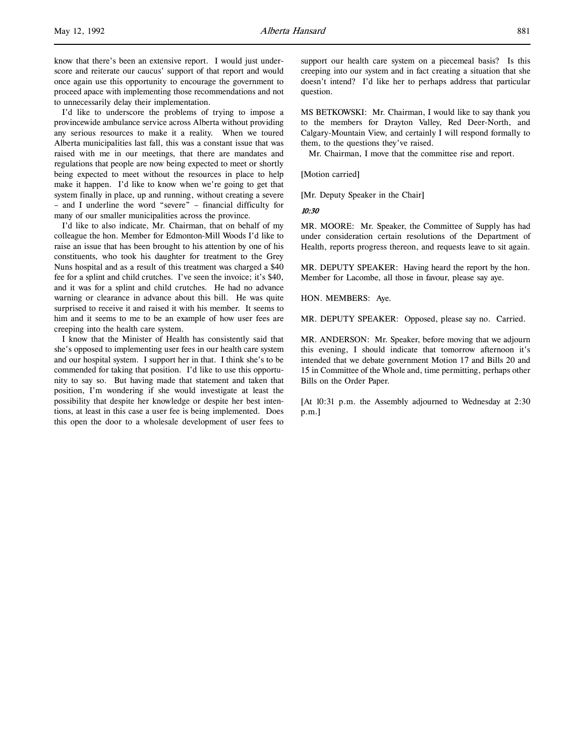know that there's been an extensive report. I would just underscore and reiterate our caucus' support of that report and would once again use this opportunity to encourage the government to proceed apace with implementing those recommendations and not to unnecessarily delay their implementation.

I'd like to underscore the problems of trying to impose a provincewide ambulance service across Alberta without providing any serious resources to make it a reality. When we toured Alberta municipalities last fall, this was a constant issue that was raised with me in our meetings, that there are mandates and regulations that people are now being expected to meet or shortly being expected to meet without the resources in place to help make it happen. I'd like to know when we're going to get that system finally in place, up and running, without creating a severe – and I underline the word "severe" – financial difficulty for many of our smaller municipalities across the province.

I'd like to also indicate, Mr. Chairman, that on behalf of my colleague the hon. Member for Edmonton-Mill Woods I'd like to raise an issue that has been brought to his attention by one of his constituents, who took his daughter for treatment to the Grey Nuns hospital and as a result of this treatment was charged a $40 fee for a splint and child crutches. I've seen the invoice; it's $40, and it was for a splint and child crutches. He had no advance warning or clearance in advance about this bill. He was quite surprised to receive it and raised it with his member. It seems to him and it seems to me to be an example of how user fees are creeping into the health care system.

I know that the Minister of Health has consistently said that she's opposed to implementing user fees in our health care system and our hospital system. I support her in that. I think she's to be commended for taking that position. I'd like to use this opportunity to say so. But having made that statement and taken that position, I'm wondering if she would investigate at least the possibility that despite her knowledge or despite her best intentions, at least in this case a user fee is being implemented. Does this open the door to a wholesale development of user fees to support our health care system on a piecemeal basis? Is this creeping into our system and in fact creating a situation that she doesn't intend? I'd like her to perhaps address that particular question.

MS BETKOWSKI: Mr. Chairman, I would like to say thank you to the members for Drayton Valley, Red Deer-North, and Calgary-Mountain View, and certainly I will respond formally to them, to the questions they've raised.

Mr. Chairman, I move that the committee rise and report.

[Motion carried]

[Mr. Deputy Speaker in the Chair]

*10:30*

MR. MOORE: Mr. Speaker, the Committee of Supply has had under consideration certain resolutions of the Department of Health, reports progress thereon, and requests leave to sit again.

MR. DEPUTY SPEAKER: Having heard the report by the hon. Member for Lacombe, all those in favour, please say aye.

HON. MEMBERS: Aye.

MR. DEPUTY SPEAKER: Opposed, please say no. Carried.

MR. ANDERSON: Mr. Speaker, before moving that we adjourn this evening, I should indicate that tomorrow afternoon it's intended that we debate government Motion 17 and Bills 20 and 15 in Committee of the Whole and, time permitting, perhaps other Bills on the Order Paper.

[At 10:31 p.m. the Assembly adjourned to Wednesday at 2:30 p.m.]